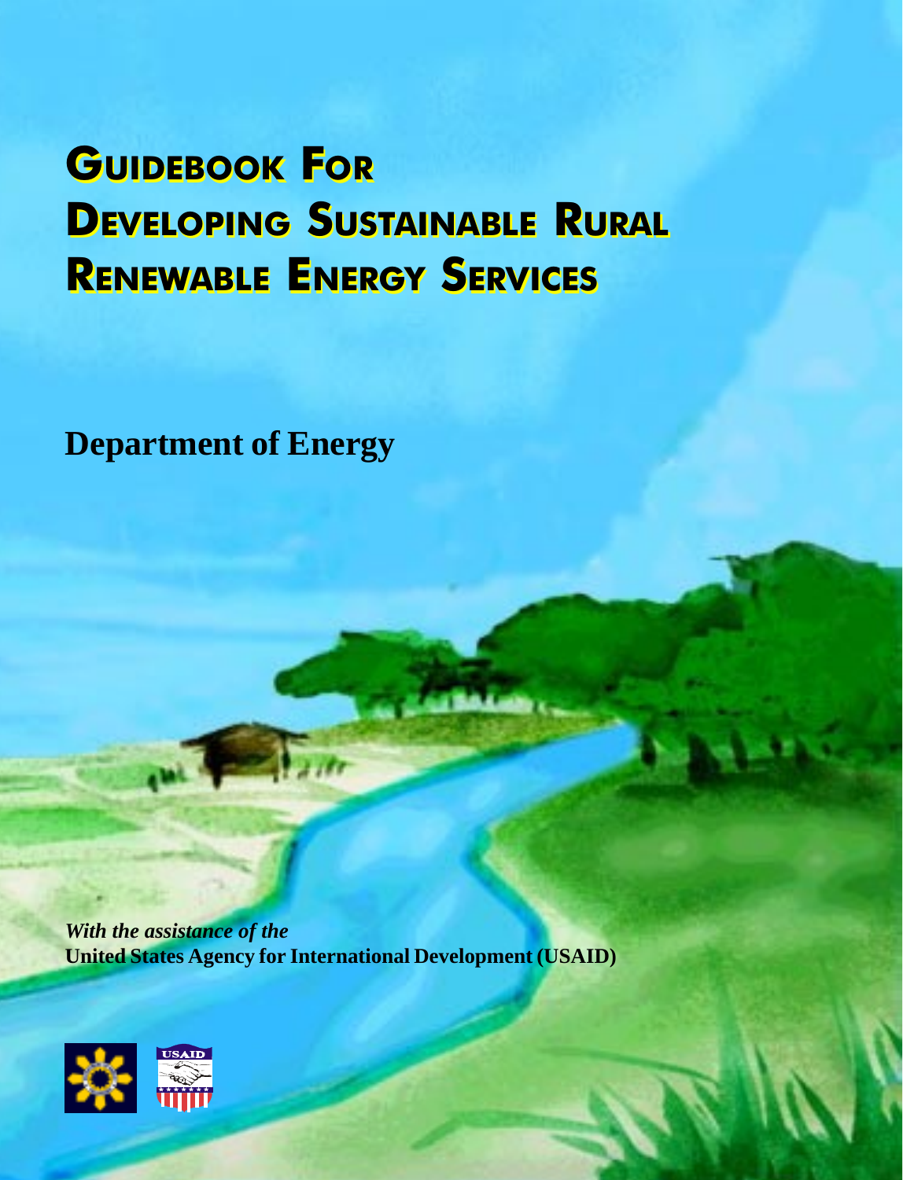# GUIDEBOOK FOR DEVELOPING SUSTAINABLE RURAL RENEWABLE ENERGY SERVICES

**Department of Energy**

***With the assistance of the***
**United States Agency for International Development (USAID)**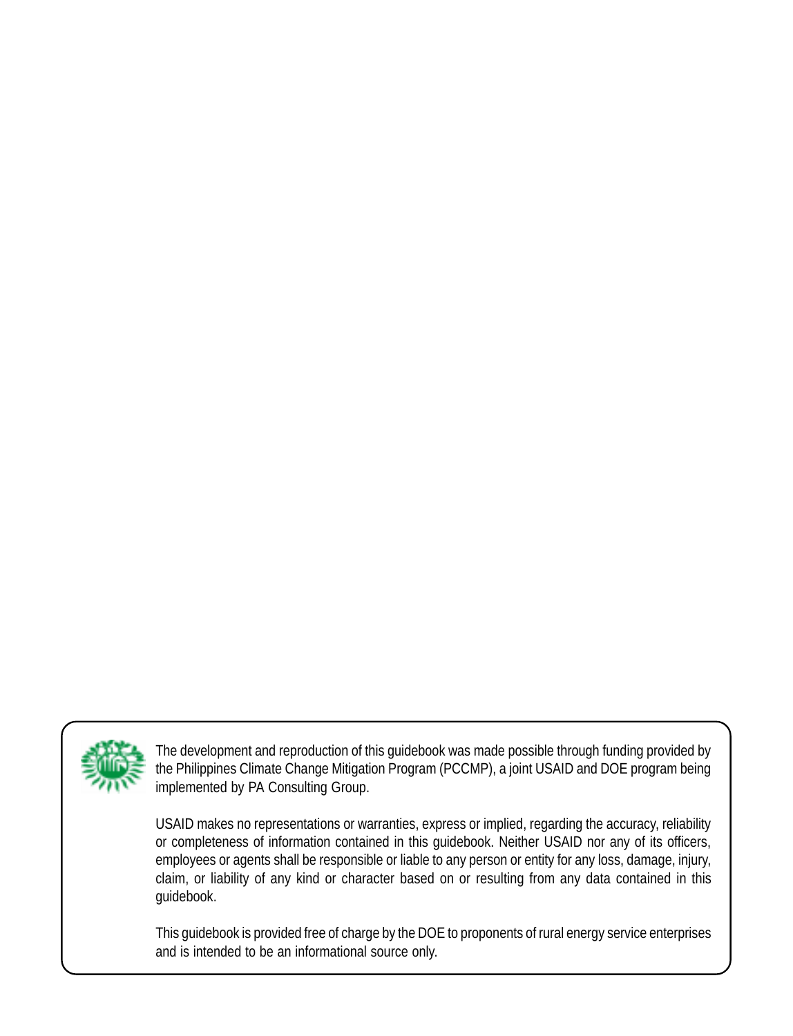The development and reproduction of this guidebook was made possible through funding provided by the Philippines Climate Change Mitigation Program (PCCMP), a joint USAID and DOE program being implemented by PA Consulting Group.

USAID makes no representations or warranties, express or implied, regarding the accuracy, reliability or completeness of information contained in this guidebook. Neither USAID nor any of its officers, employees or agents shall be responsible or liable to any person or entity for any loss, damage, injury, claim, or liability of any kind or character based on or resulting from any data contained in this guidebook.

This guidebook is provided free of charge by the DOE to proponents of rural energy service enterprises and is intended to be an informational source only.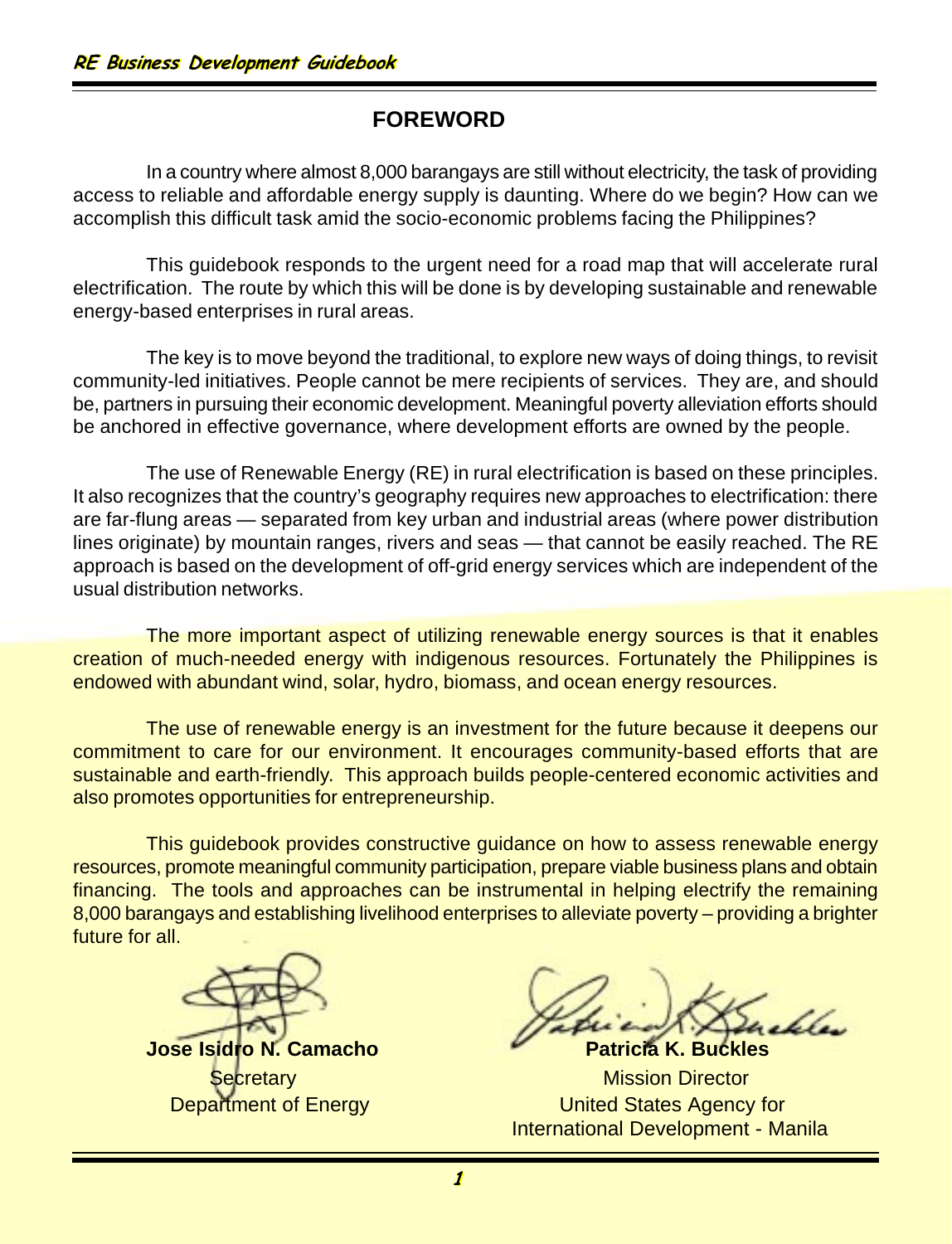## FOREWORD

In a country where almost 8,000 barangays are still without electricity, the task of providing access to reliable and affordable energy supply is daunting. Where do we begin? How can we accomplish this difficult task amid the socio-economic problems facing the Philippines?

This guidebook responds to the urgent need for a road map that will accelerate rural electrification. The route by which this will be done is by developing sustainable and renewable energy-based enterprises in rural areas.

The key is to move beyond the traditional, to explore new ways of doing things, to revisit community-led initiatives. People cannot be mere recipients of services. They are, and should be, partners in pursuing their economic development. Meaningful poverty alleviation efforts should be anchored in effective governance, where development efforts are owned by the people.

The use of Renewable Energy (RE) in rural electrification is based on these principles. It also recognizes that the country's geography requires new approaches to electrification: there are far-flung areas — separated from key urban and industrial areas (where power distribution lines originate) by mountain ranges, rivers and seas — that cannot be easily reached. The RE approach is based on the development of off-grid energy services which are independent of the usual distribution networks.

The more important aspect of utilizing renewable energy sources is that it enables creation of much-needed energy with indigenous resources. Fortunately the Philippines is endowed with abundant wind, solar, hydro, biomass, and ocean energy resources.

The use of renewable energy is an investment for the future because it deepens our commitment to care for our environment. It encourages community-based efforts that are sustainable and earth-friendly. This approach builds people-centered economic activities and also promotes opportunities for entrepreneurship.

This guidebook provides constructive guidance on how to assess renewable energy resources, promote meaningful community participation, prepare viable business plans and obtain financing. The tools and approaches can be instrumental in helping electrify the remaining 8,000 barangays and establishing livelihood enterprises to alleviate poverty – providing a brighter future for all.

**Jose Isidro N. Camacho**
Secretary
Department of Energy

**Patricia K. Buckles**
Mission Director
United States Agency for International Development - Manila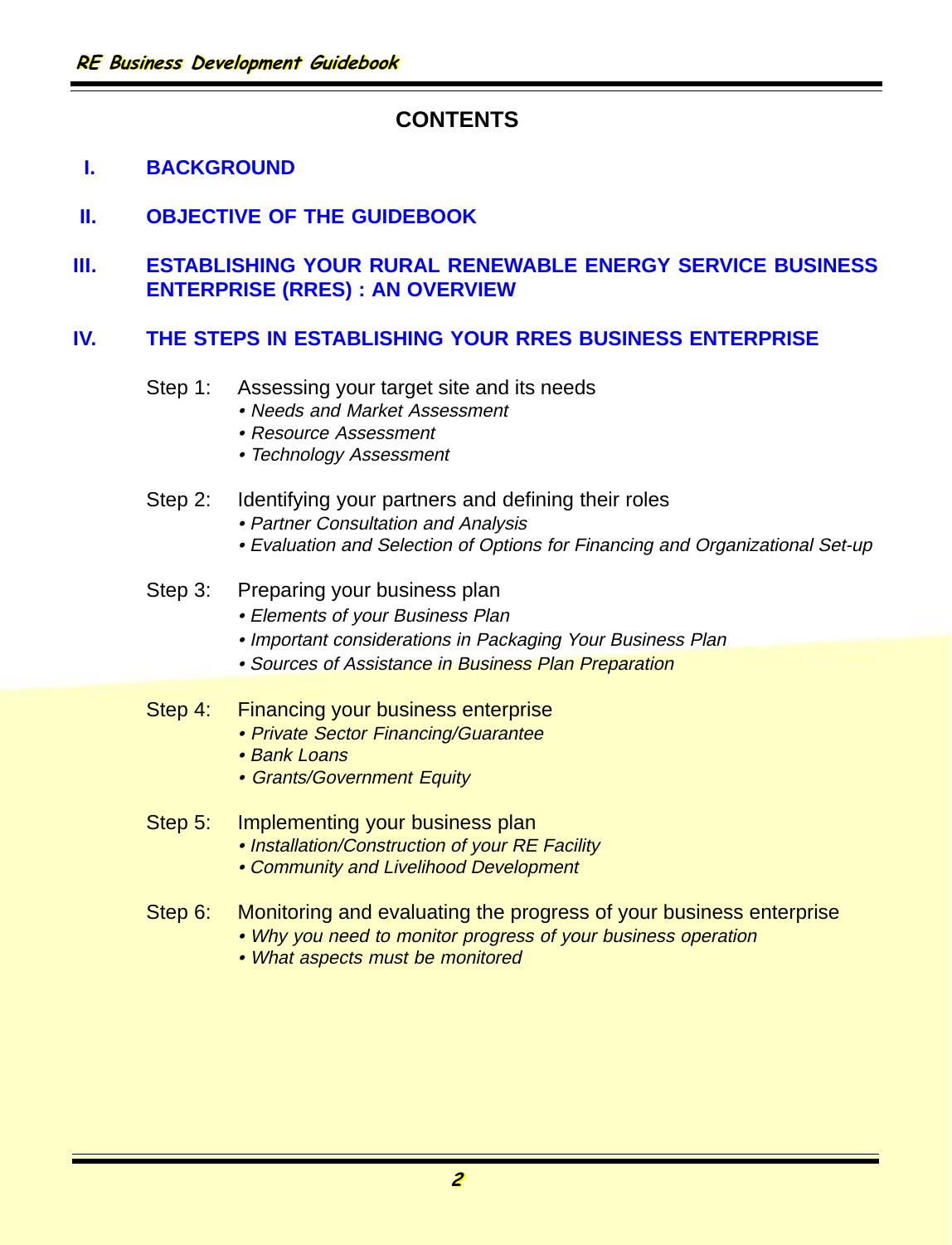# CONTENTS

## I. BACKGROUND

## II. OBJECTIVE OF THE GUIDEBOOK

## III. ESTABLISHING YOUR RURAL RENEWABLE ENERGY SERVICE BUSINESS ENTERPRISE (RRES) : AN OVERVIEW

## IV. THE STEPS IN ESTABLISHING YOUR RRES BUSINESS ENTERPRISE

Step 1: Assessing your target site and its needs
- *Needs and Market Assessment*
- *Resource Assessment*
- *Technology Assessment*

Step 2: Identifying your partners and defining their roles
- *Partner Consultation and Analysis*
- *Evaluation and Selection of Options for Financing and Organizational Set-up*

Step 3: Preparing your business plan
- *Elements of your Business Plan*
- *Important considerations in Packaging Your Business Plan*
- *Sources of Assistance in Business Plan Preparation*

Step 4: Financing your business enterprise
- *Private Sector Financing/Guarantee*
- *Bank Loans*
- *Grants/Government Equity*

Step 5: Implementing your business plan
- *Installation/Construction of your RE Facility*
- *Community and Livelihood Development*

Step 6: Monitoring and evaluating the progress of your business enterprise
- *Why you need to monitor progress of your business operation*
- *What aspects must be monitored*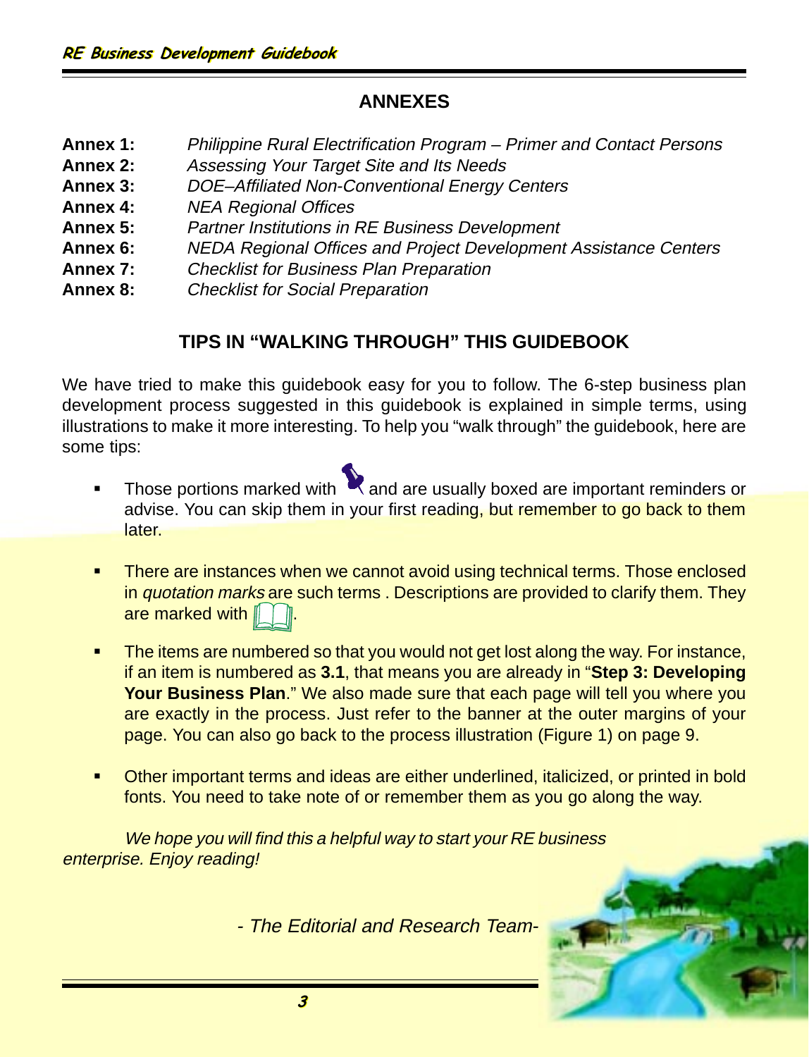## ANNEXES

**Annex 1:** *Philippine Rural Electrification Program – Primer and Contact Persons*
**Annex 2:** *Assessing Your Target Site and Its Needs*
**Annex 3:** *DOE–Affiliated Non-Conventional Energy Centers*
**Annex 4:** *NEA Regional Offices*
**Annex 5:** *Partner Institutions in RE Business Development*
**Annex 6:** *NEDA Regional Offices and Project Development Assistance Centers*
**Annex 7:** *Checklist for Business Plan Preparation*
**Annex 8:** *Checklist for Social Preparation*

## TIPS IN "WALKING THROUGH" THIS GUIDEBOOK

We have tried to make this guidebook easy for you to follow. The 6-step business plan development process suggested in this guidebook is explained in simple terms, using illustrations to make it more interesting. To help you "walk through" the guidebook, here are some tips:

- Those portions marked with and are usually boxed are important reminders or advise. You can skip them in your first reading, but remember to go back to them later.
- There are instances when we cannot avoid using technical terms. Those enclosed in *quotation marks* are such terms . Descriptions are provided to clarify them. They are marked with .
- The items are numbered so that you would not get lost along the way. For instance, if an item is numbered as **3.1**, that means you are already in "**Step 3: Developing Your Business Plan**." We also made sure that each page will tell you where you are exactly in the process. Just refer to the banner at the outer margins of your page. You can also go back to the process illustration (Figure 1) on page 9.
- Other important terms and ideas are either underlined, italicized, or printed in bold fonts. You need to take note of or remember them as you go along the way.

*We hope you will find this a helpful way to start your RE business enterprise. Enjoy reading!*

*- The Editorial and Research Team-*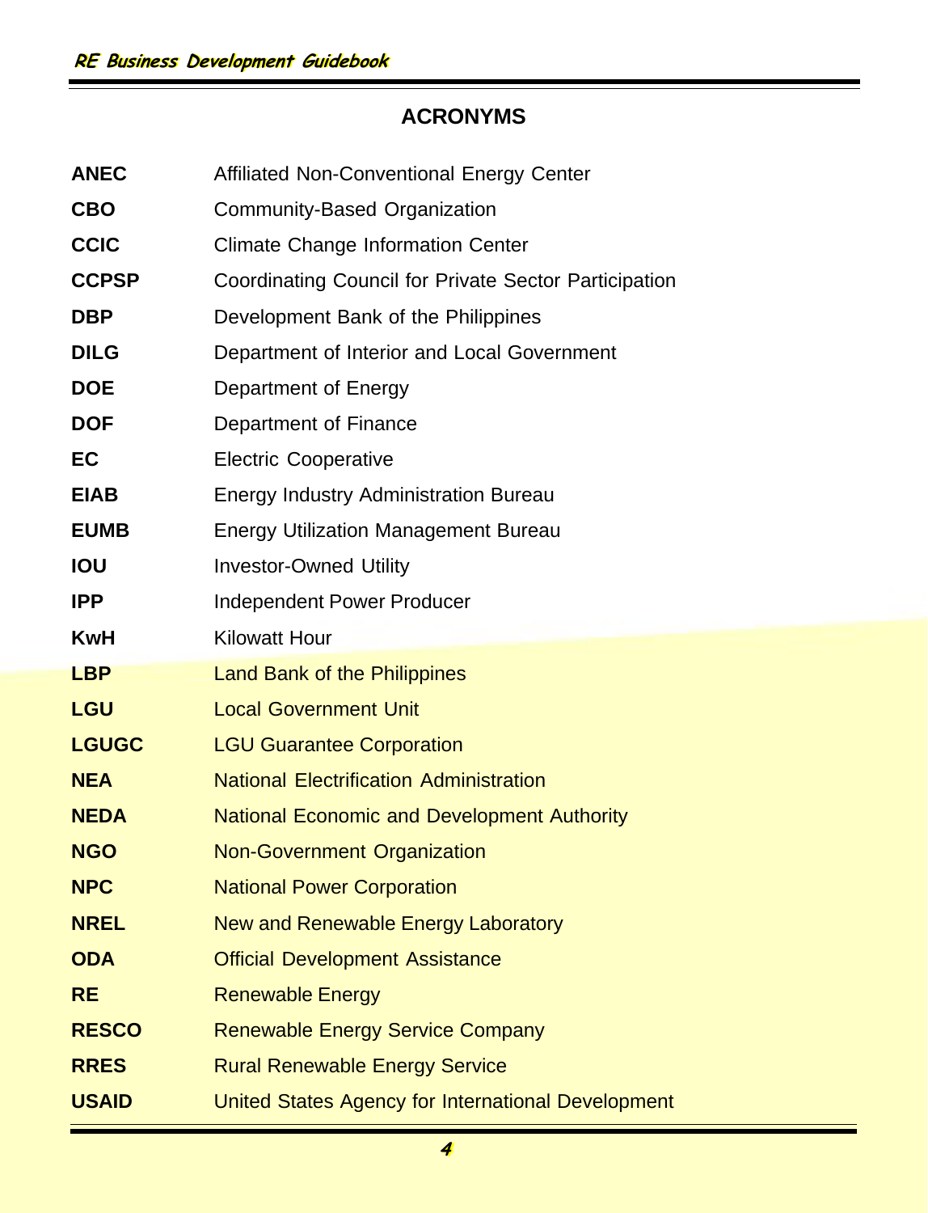# ACRONYMS

| | |
|---|---|
| **ANEC** | Affiliated Non-Conventional Energy Center |
| **CBO** | Community-Based Organization |
| **CCIC** | Climate Change Information Center |
| **CCPSP** | Coordinating Council for Private Sector Participation |
| **DBP** | Development Bank of the Philippines |
| **DILG** | Department of Interior and Local Government |
| **DOE** | Department of Energy |
| **DOF** | Department of Finance |
| **EC** | Electric Cooperative |
| **EIAB** | Energy Industry Administration Bureau |
| **EUMB** | Energy Utilization Management Bureau |
| **IOU** | Investor-Owned Utility |
| **IPP** | Independent Power Producer |
| **KwH** | Kilowatt Hour |
| **LBP** | Land Bank of the Philippines |
| **LGU** | Local Government Unit |
| **LGUGC** | LGU Guarantee Corporation |
| **NEA** | National Electrification Administration |
| **NEDA** | National Economic and Development Authority |
| **NGO** | Non-Government Organization |
| **NPC** | National Power Corporation |
| **NREL** | New and Renewable Energy Laboratory |
| **ODA** | Official Development Assistance |
| **RE** | Renewable Energy |
| **RESCO** | Renewable Energy Service Company |
| **RRES** | Rural Renewable Energy Service |
| **USAID** | United States Agency for International Development |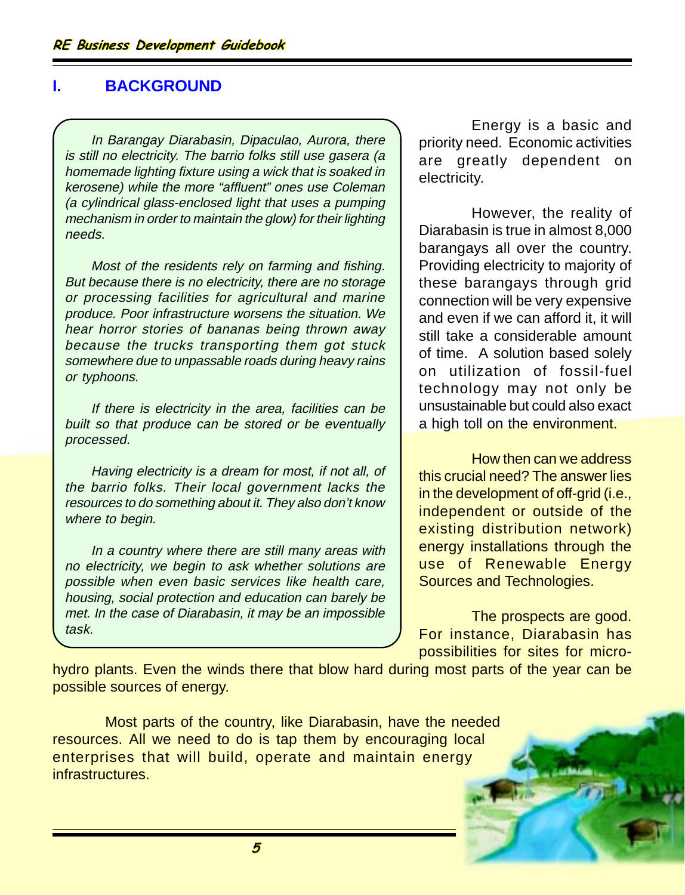## I. BACKGROUND

> *In Barangay Diarabasin, Dipaculao, Aurora, there is still no electricity. The barrio folks still use gasera (a homemade lighting fixture using a wick that is soaked in kerosene) while the more "affluent" ones use Coleman (a cylindrical glass-enclosed light that uses a pumping mechanism in order to maintain the glow) for their lighting needs.*
>
> *Most of the residents rely on farming and fishing. But because there is no electricity, there are no storage or processing facilities for agricultural and marine produce. Poor infrastructure worsens the situation. We hear horror stories of bananas being thrown away because the trucks transporting them got stuck somewhere due to unpassable roads during heavy rains or typhoons.*
>
> *If there is electricity in the area, facilities can be built so that produce can be stored or be eventually processed.*
>
> *Having electricity is a dream for most, if not all, of the barrio folks. Their local government lacks the resources to do something about it. They also don't know where to begin.*
>
> *In a country where there are still many areas with no electricity, we begin to ask whether solutions are possible when even basic services like health care, housing, social protection and education can barely be met. In the case of Diarabasin, it may be an impossible task.*

Energy is a basic and priority need. Economic activities are greatly dependent on electricity.

However, the reality of Diarabasin is true in almost 8,000 barangays all over the country. Providing electricity to majority of these barangays through grid connection will be very expensive and even if we can afford it, it will still take a considerable amount of time. A solution based solely on utilization of fossil-fuel technology may not only be unsustainable but could also exact a high toll on the environment.

How then can we address this crucial need? The answer lies in the development of off-grid (i.e., independent or outside of the existing distribution network) energy installations through the use of Renewable Energy Sources and Technologies.

The prospects are good. For instance, Diarabasin has possibilities for sites for micro-hydro plants. Even the winds there that blow hard during most parts of the year can be possible sources of energy.

Most parts of the country, like Diarabasin, have the needed resources. All we need to do is tap them by encouraging local enterprises that will build, operate and maintain energy infrastructures.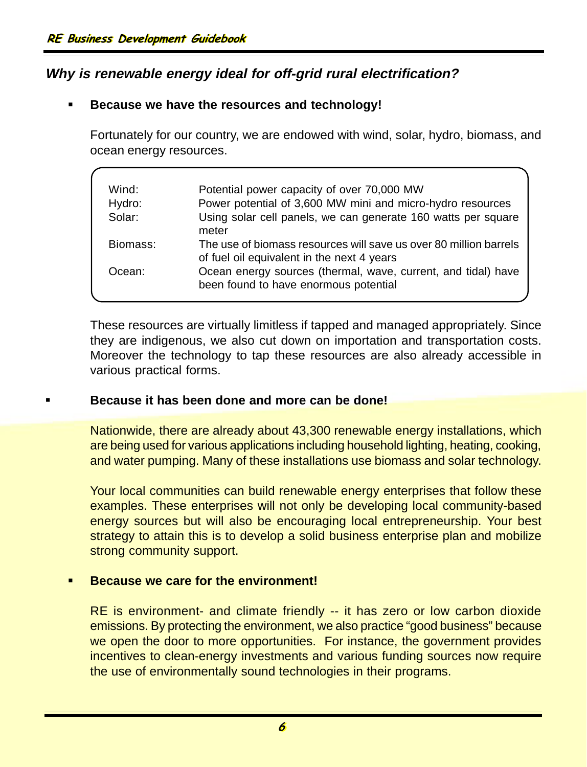### *Why is renewable energy ideal for off-grid rural electrification?*

- **Because we have the resources and technology!**

Fortunately for our country, we are endowed with wind, solar, hydro, biomass, and ocean energy resources.

| | |
|---|---|
| Wind: | Potential power capacity of over 70,000 MW |
| Hydro: | Power potential of 3,600 MW mini and micro-hydro resources |
| Solar: | Using solar cell panels, we can generate 160 watts per square meter |
| Biomass: | The use of biomass resources will save us over 80 million barrels of fuel oil equivalent in the next 4 years |
| Ocean: | Ocean energy sources (thermal, wave, current, and tidal) have been found to have enormous potential |

These resources are virtually limitless if tapped and managed appropriately. Since they are indigenous, we also cut down on importation and transportation costs. Moreover the technology to tap these resources are also already accessible in various practical forms.

- **Because it has been done and more can be done!**

Nationwide, there are already about 43,300 renewable energy installations, which are being used for various applications including household lighting, heating, cooking, and water pumping. Many of these installations use biomass and solar technology.

Your local communities can build renewable energy enterprises that follow these examples. These enterprises will not only be developing local community-based energy sources but will also be encouraging local entrepreneurship. Your best strategy to attain this is to develop a solid business enterprise plan and mobilize strong community support.

- **Because we care for the environment!**

RE is environment- and climate friendly -- it has zero or low carbon dioxide emissions. By protecting the environment, we also practice "good business" because we open the door to more opportunities. For instance, the government provides incentives to clean-energy investments and various funding sources now require the use of environmentally sound technologies in their programs.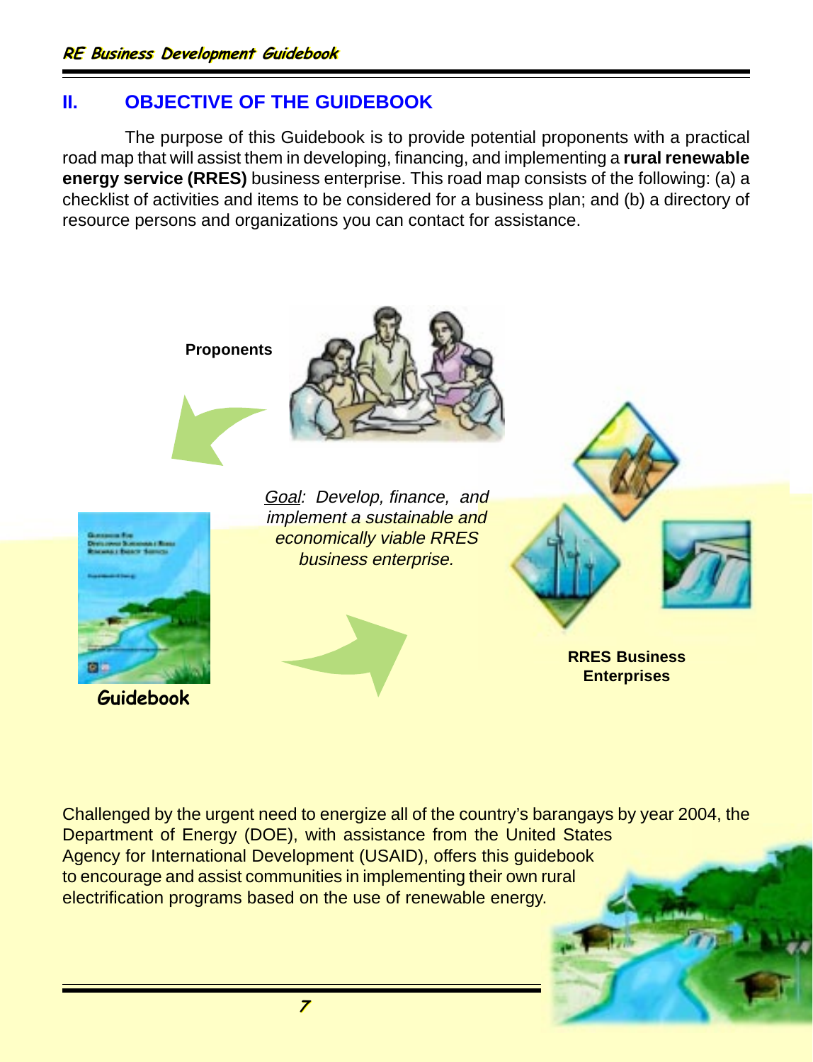## II. OBJECTIVE OF THE GUIDEBOOK

The purpose of this Guidebook is to provide potential proponents with a practical road map that will assist them in developing, financing, and implementing a **rural renewable energy service (RRES)** business enterprise. This road map consists of the following: (a) a checklist of activities and items to be considered for a business plan; and (b) a directory of resource persons and organizations you can contact for assistance.

**Proponents**

*Goal: Develop, finance, and implement a sustainable and economically viable RRES business enterprise.*

**Guidebook**

**RRES Business Enterprises**

Challenged by the urgent need to energize all of the country's barangays by year 2004, the Department of Energy (DOE), with assistance from the United States Agency for International Development (USAID), offers this guidebook to encourage and assist communities in implementing their own rural electrification programs based on the use of renewable energy.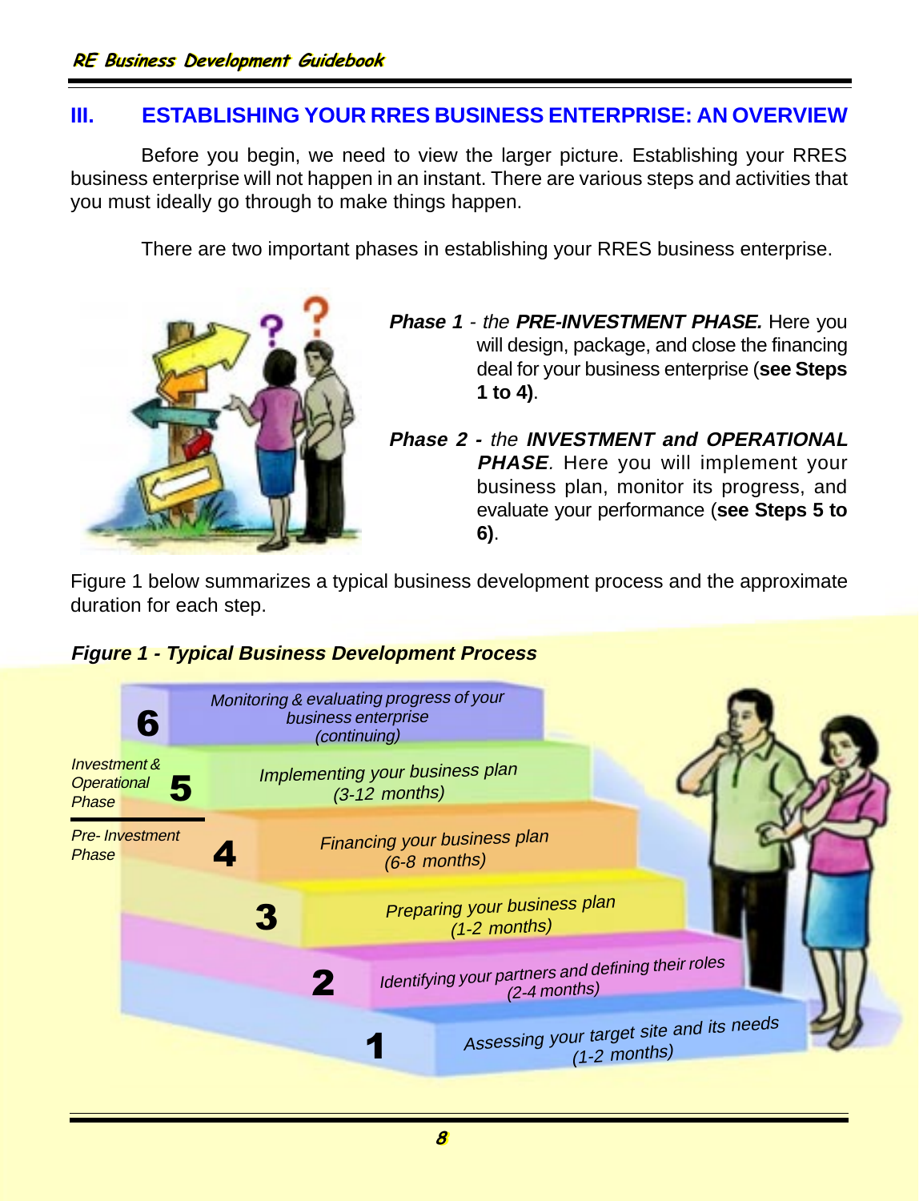## III. ESTABLISHING YOUR RRES BUSINESS ENTERPRISE: AN OVERVIEW

Before you begin, we need to view the larger picture. Establishing your RRES business enterprise will not happen in an instant. There are various steps and activities that you must ideally go through to make things happen.

There are two important phases in establishing your RRES business enterprise.

***Phase 1*** - *the* ***PRE-INVESTMENT PHASE.*** Here you will design, package, and close the financing deal for your business enterprise (**see Steps 1 to 4)**.

***Phase 2 -*** *the* ***INVESTMENT and OPERATIONAL PHASE****.* Here you will implement your business plan, monitor its progress, and evaluate your performance (**see Steps 5 to 6)**.

Figure 1 below summarizes a typical business development process and the approximate duration for each step.

***Figure 1 - Typical Business Development Process***

*Investment & Operational Phase*

- **6** – *Monitoring & evaluating progress of your business enterprise (continuing)*
- **5** – *Implementing your business plan (3-12 months)*

*Pre- Investment Phase*

- **4** – *Financing your business plan (6-8 months)*
- **3** – *Preparing your business plan (1-2 months)*
- **2** – *Identifying your partners and defining their roles (2-4 months)*
- **1** – *Assessing your target site and its needs (1-2 months)*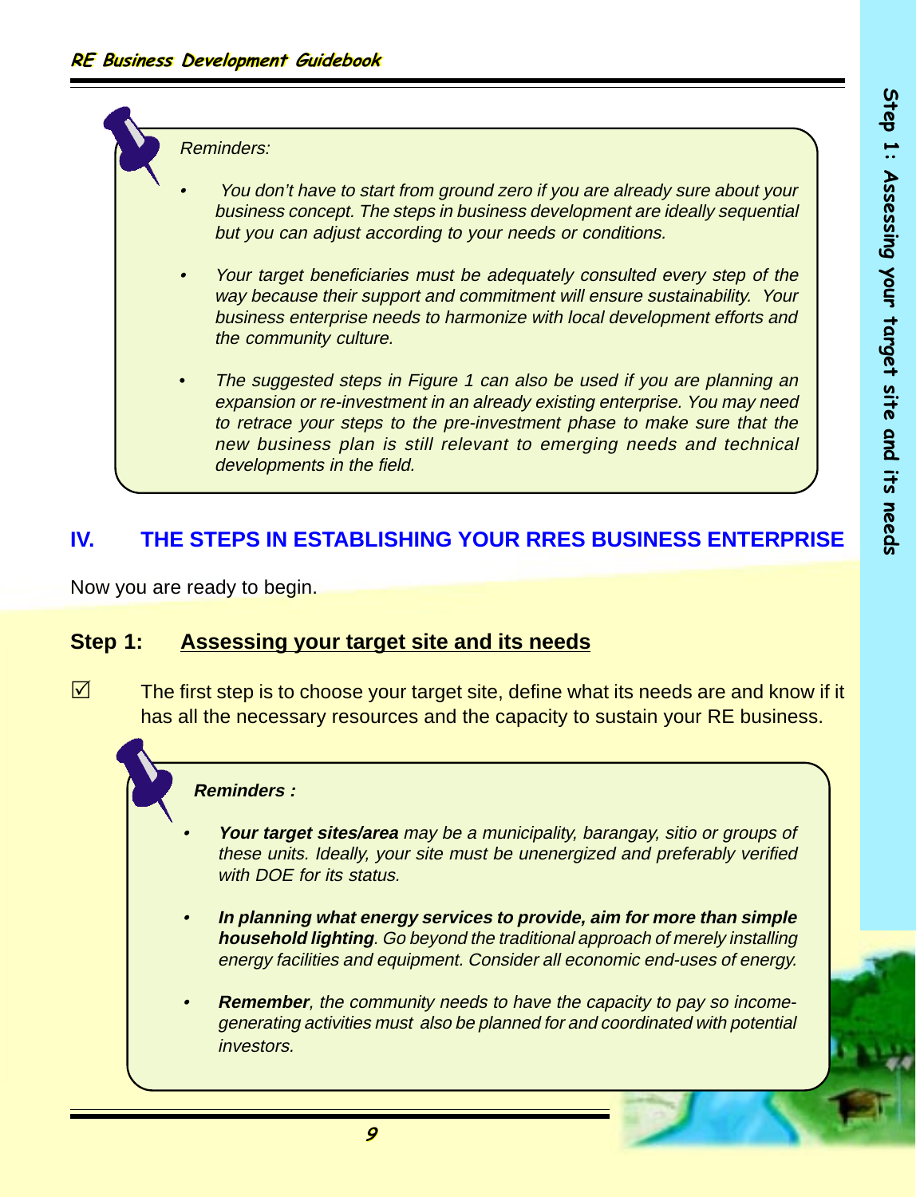*Reminders:*

- *You don't have to start from ground zero if you are already sure about your business concept. The steps in business development are ideally sequential but you can adjust according to your needs or conditions.*
- *Your target beneficiaries must be adequately consulted every step of the way because their support and commitment will ensure sustainability. Your business enterprise needs to harmonize with local development efforts and the community culture.*
- *The suggested steps in Figure 1 can also be used if you are planning an expansion or re-investment in an already existing enterprise. You may need to retrace your steps to the pre-investment phase to make sure that the new business plan is still relevant to emerging needs and technical developments in the field.*

## IV. THE STEPS IN ESTABLISHING YOUR RRES BUSINESS ENTERPRISE

Now you are ready to begin.

### Step 1: Assessing your target site and its needs

☑ The first step is to choose your target site, define what its needs are and know if it has all the necessary resources and the capacity to sustain your RE business.

***Reminders :***

- ***Your target sites/area*** *may be a municipality, barangay, sitio or groups of these units. Ideally, your site must be unenergized and preferably verified with DOE for its status.*
- ***In planning what energy services to provide, aim for more than simple household lighting****. Go beyond the traditional approach of merely installing energy facilities and equipment. Consider all economic end-uses of energy.*
- ***Remember****, the community needs to have the capacity to pay so income-generating activities must also be planned for and coordinated with potential investors.*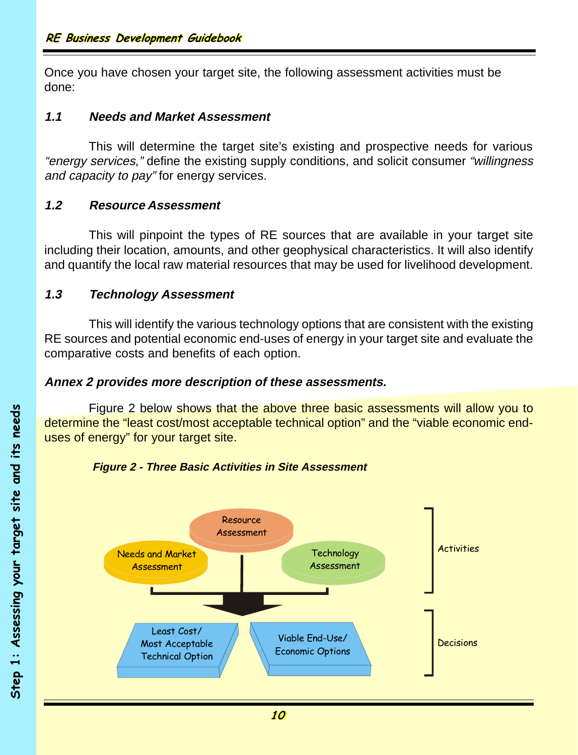Once you have chosen your target site, the following assessment activities must be done:

### *1.1 Needs and Market Assessment*

This will determine the target site's existing and prospective needs for various *"energy services,"* define the existing supply conditions, and solicit consumer *"willingness and capacity to pay"* for energy services.

### *1.2 Resource Assessment*

This will pinpoint the types of RE sources that are available in your target site including their location, amounts, and other geophysical characteristics. It will also identify and quantify the local raw material resources that may be used for livelihood development.

### *1.3 Technology Assessment*

This will identify the various technology options that are consistent with the existing RE sources and potential economic end-uses of energy in your target site and evaluate the comparative costs and benefits of each option.

***Annex 2 provides more description of these assessments.***

Figure 2 below shows that the above three basic assessments will allow you to determine the "least cost/most acceptable technical option" and the "viable economic end-uses of energy" for your target site.

***Figure 2 - Three Basic Activities in Site Assessment***

Activities: Resource Assessment; Needs and Market Assessment; Technology Assessment

Decisions: Least Cost/ Most Acceptable Technical Option; Viable End-Use/ Economic Options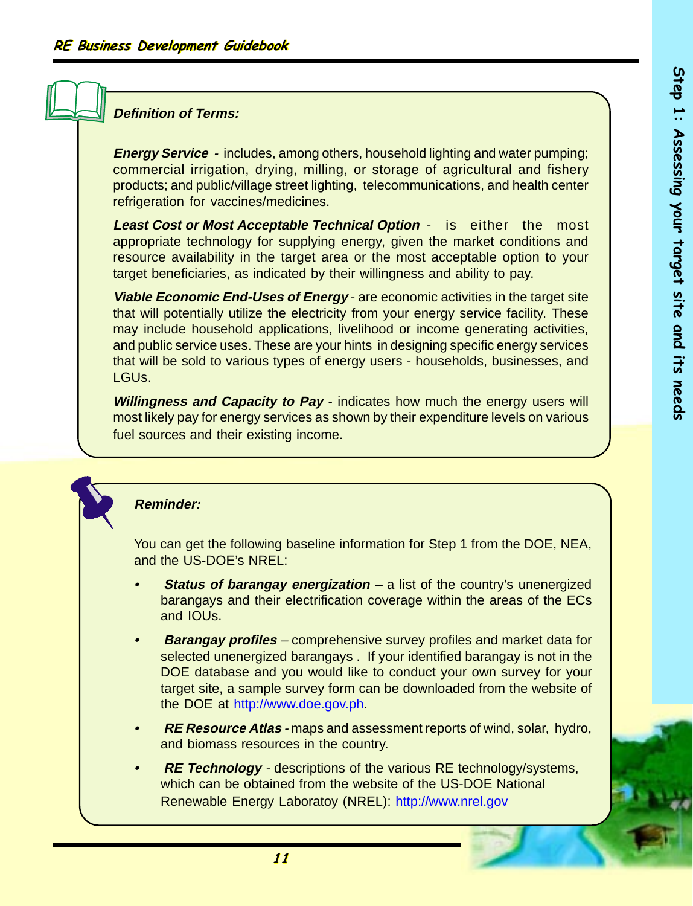### Definition of Terms:

***Energy Service*** - includes, among others, household lighting and water pumping; commercial irrigation, drying, milling, or storage of agricultural and fishery products; and public/village street lighting, telecommunications, and health center refrigeration for vaccines/medicines.

***Least Cost or Most Acceptable Technical Option*** - is either the most appropriate technology for supplying energy, given the market conditions and resource availability in the target area or the most acceptable option to your target beneficiaries, as indicated by their willingness and ability to pay.

***Viable Economic End-Uses of Energy*** - are economic activities in the target site that will potentially utilize the electricity from your energy service facility. These may include household applications, livelihood or income generating activities, and public service uses. These are your hints in designing specific energy services that will be sold to various types of energy users - households, businesses, and LGUs.

***Willingness and Capacity to Pay*** - indicates how much the energy users will most likely pay for energy services as shown by their expenditure levels on various fuel sources and their existing income.

### Reminder:

You can get the following baseline information for Step 1 from the DOE, NEA, and the US-DOE's NREL:

- ***Status of barangay energization*** – a list of the country's unenergized barangays and their electrification coverage within the areas of the ECs and IOUs.
- ***Barangay profiles*** – comprehensive survey profiles and market data for selected unenergized barangays . If your identified barangay is not in the DOE database and you would like to conduct your own survey for your target site, a sample survey form can be downloaded from the website of the DOE at http://www.doe.gov.ph.
- ***RE Resource Atlas*** - maps and assessment reports of wind, solar, hydro, and biomass resources in the country.
- ***RE Technology*** - descriptions of the various RE technology/systems, which can be obtained from the website of the US-DOE National Renewable Energy Laboratoy (NREL): http://www.nrel.gov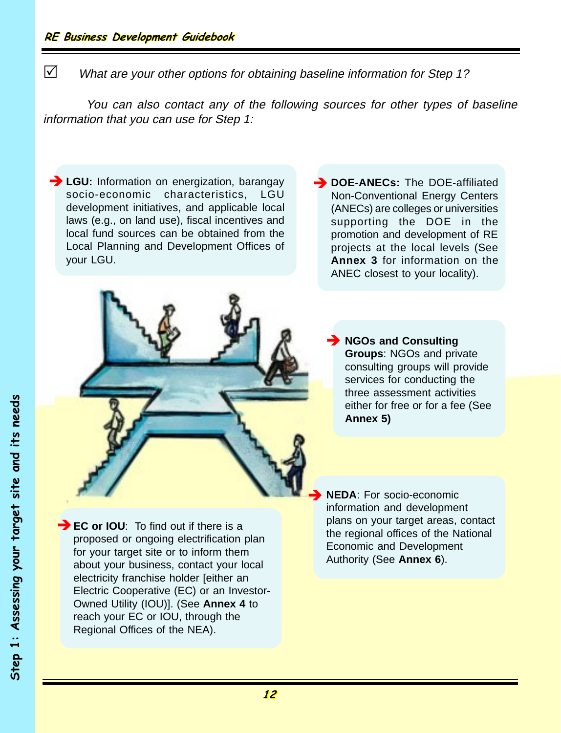☑ *What are your other options for obtaining baseline information for Step 1?*

*You can also contact any of the following sources for other types of baseline information that you can use for Step 1:*

➔ **LGU:** Information on energization, barangay socio-economic characteristics, LGU development initiatives, and applicable local laws (e.g., on land use), fiscal incentives and local fund sources can be obtained from the Local Planning and Development Offices of your LGU.

➔ **DOE-ANECs:** The DOE-affiliated Non-Conventional Energy Centers (ANECs) are colleges or universities supporting the DOE in the promotion and development of RE projects at the local levels (See **Annex 3** for information on the ANEC closest to your locality).

➔ **NGOs and Consulting Groups**: NGOs and private consulting groups will provide services for conducting the three assessment activities either for free or for a fee (See **Annex 5)**

➔ **NEDA**: For socio-economic information and development plans on your target areas, contact the regional offices of the National Economic and Development Authority (See **Annex 6**).

➔ **EC or IOU**: To find out if there is a proposed or ongoing electrification plan for your target site or to inform them about your business, contact your local electricity franchise holder [either an Electric Cooperative (EC) or an Investor-Owned Utility (IOU)]. (See **Annex 4** to reach your EC or IOU, through the Regional Offices of the NEA).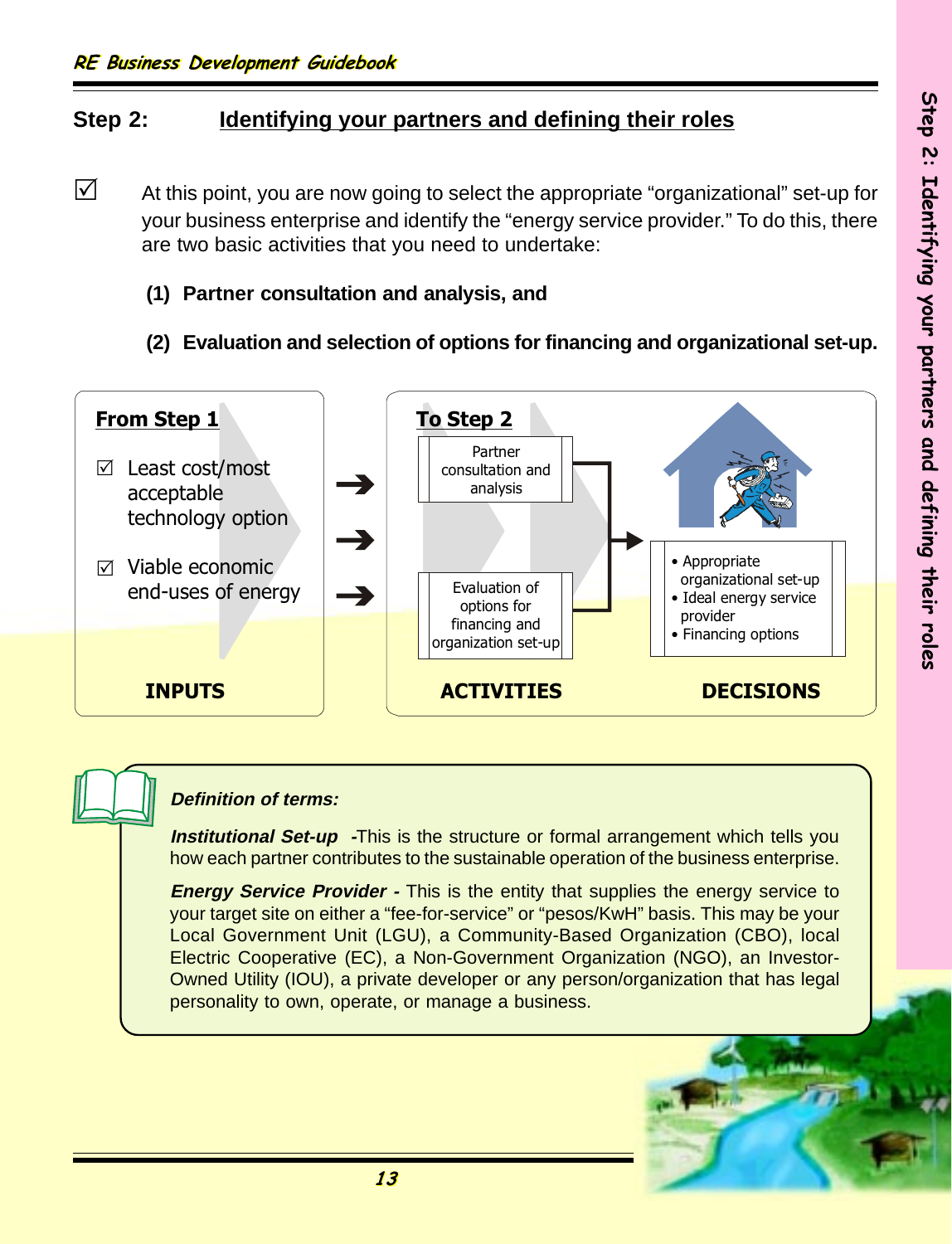## Step 2: Identifying your partners and defining their roles

☑ At this point, you are now going to select the appropriate "organizational" set-up for your business enterprise and identify the "energy service provider." To do this, there are two basic activities that you need to undertake:

**(1) Partner consultation and analysis, and**

**(2) Evaluation and selection of options for financing and organizational set-up.**

**From Step 1**

☑ Least cost/most acceptable technology option

☑ Viable economic end-uses of energy

**INPUTS**

**To Step 2**

Partner consultation and analysis

Evaluation of options for financing and organization set-up

**ACTIVITIES**

- Appropriate organizational set-up
- Ideal energy service provider
- Financing options

**DECISIONS**

***Definition of terms:***

***Institutional Set-up*** -This is the structure or formal arrangement which tells you how each partner contributes to the sustainable operation of the business enterprise.

***Energy Service Provider -*** This is the entity that supplies the energy service to your target site on either a "fee-for-service" or "pesos/KwH" basis. This may be your Local Government Unit (LGU), a Community-Based Organization (CBO), local Electric Cooperative (EC), a Non-Government Organization (NGO), an Investor-Owned Utility (IOU), a private developer or any person/organization that has legal personality to own, operate, or manage a business.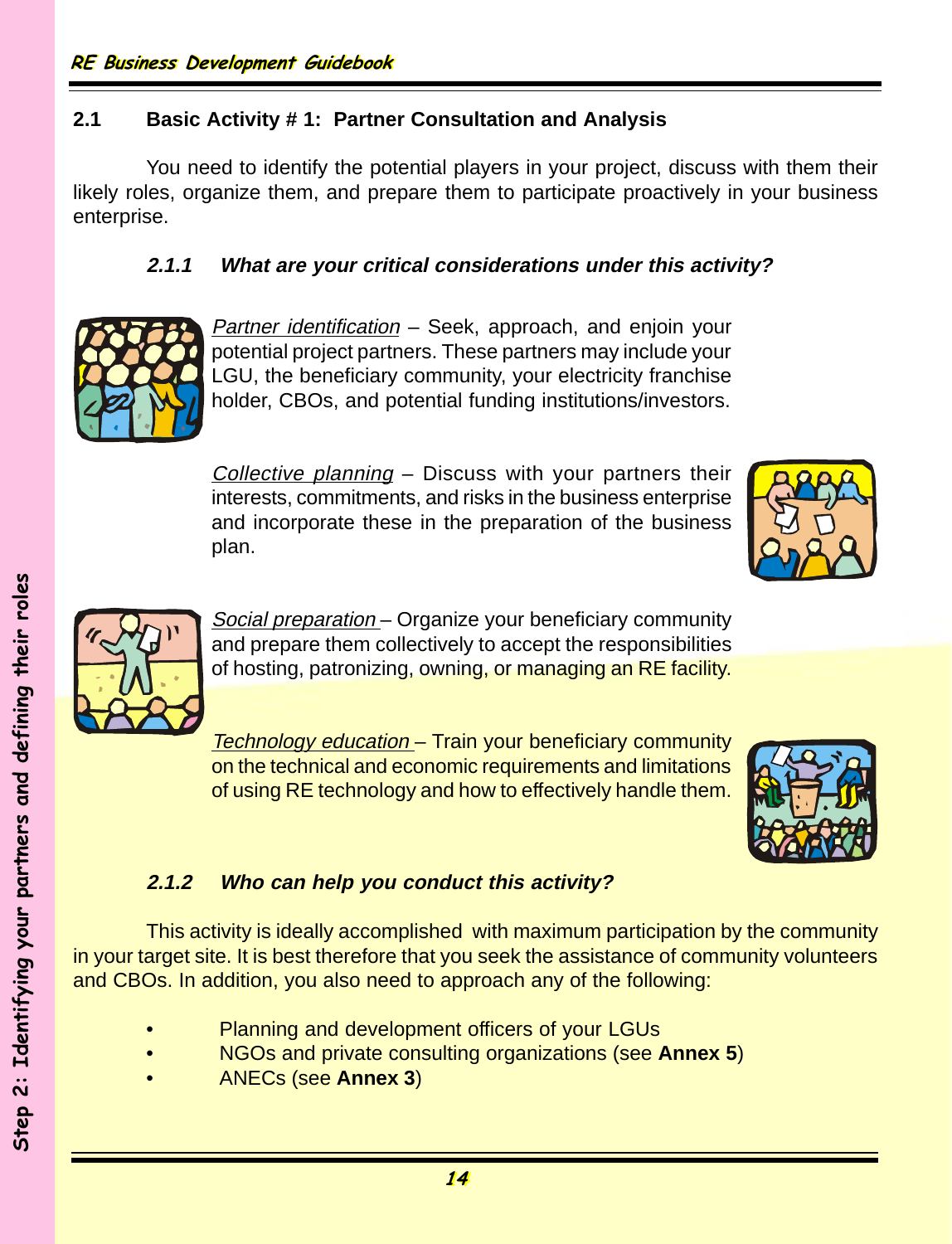## 2.1 Basic Activity # 1: Partner Consultation and Analysis

You need to identify the potential players in your project, discuss with them their likely roles, organize them, and prepare them to participate proactively in your business enterprise.

### 2.1.1 *What are your critical considerations under this activity?*

*Partner identification* – Seek, approach, and enjoin your potential project partners. These partners may include your LGU, the beneficiary community, your electricity franchise holder, CBOs, and potential funding institutions/investors.

*Collective planning* – Discuss with your partners their interests, commitments, and risks in the business enterprise and incorporate these in the preparation of the business plan.

*Social preparation* – Organize your beneficiary community and prepare them collectively to accept the responsibilities of hosting, patronizing, owning, or managing an RE facility.

*Technology education* – Train your beneficiary community on the technical and economic requirements and limitations of using RE technology and how to effectively handle them.

### 2.1.2 *Who can help you conduct this activity?*

This activity is ideally accomplished with maximum participation by the community in your target site. It is best therefore that you seek the assistance of community volunteers and CBOs. In addition, you also need to approach any of the following:

- Planning and development officers of your LGUs
- NGOs and private consulting organizations (see **Annex 5**)
- ANECs (see **Annex 3**)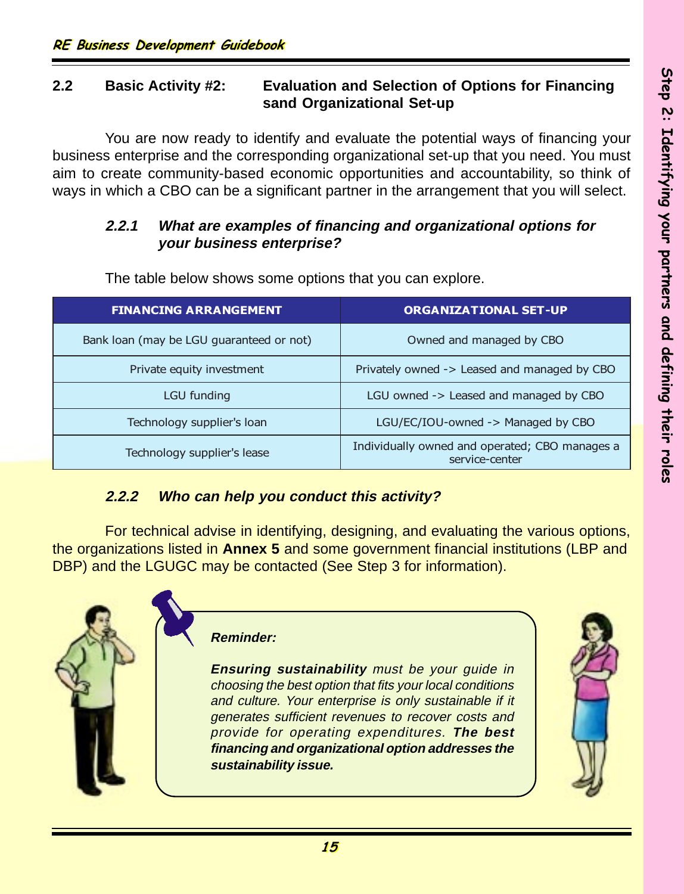## 2.2 Basic Activity #2: Evaluation and Selection of Options for Financing sand Organizational Set-up

You are now ready to identify and evaluate the potential ways of financing your business enterprise and the corresponding organizational set-up that you need. You must aim to create community-based economic opportunities and accountability, so think of ways in which a CBO can be a significant partner in the arrangement that you will select.

### *2.2.1 What are examples of financing and organizational options for your business enterprise?*

The table below shows some options that you can explore.

| FINANCING ARRANGEMENT | ORGANIZATIONAL SET-UP |
|---|---|
| Bank loan (may be LGU guaranteed or not) | Owned and managed by CBO |
| Private equity investment | Privately owned -> Leased and managed by CBO |
| LGU funding | LGU owned -> Leased and managed by CBO |
| Technology supplier's loan | LGU/EC/IOU-owned -> Managed by CBO |
| Technology supplier's lease | Individually owned and operated; CBO manages a service-center |

### *2.2.2 Who can help you conduct this activity?*

For technical advise in identifying, designing, and evaluating the various options, the organizations listed in **Annex 5** and some government financial institutions (LBP and DBP) and the LGUGC may be contacted (See Step 3 for information).

***Reminder:***

***Ensuring sustainability*** *must be your guide in choosing the best option that fits your local conditions and culture. Your enterprise is only sustainable if it generates sufficient revenues to recover costs and provide for operating expenditures.* ***The best financing and organizational option addresses the sustainability issue.***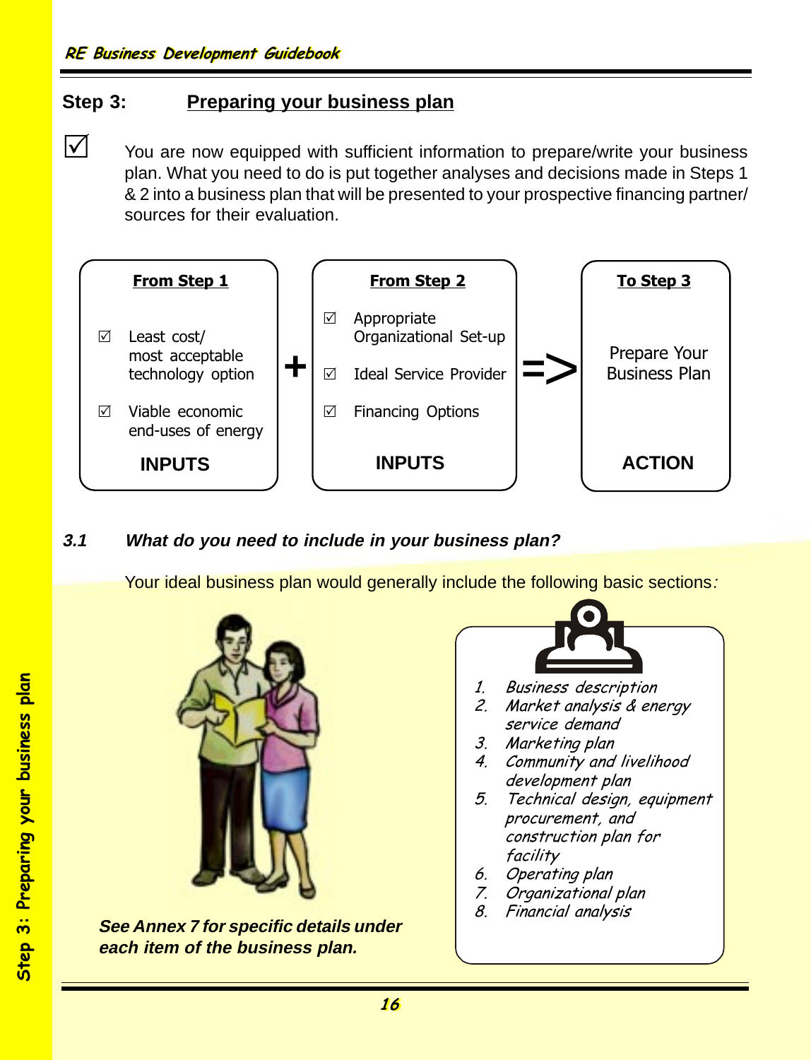## Step 3: Preparing your business plan

☑ You are now equipped with sufficient information to prepare/write your business plan. What you need to do is put together analyses and decisions made in Steps 1 & 2 into a business plan that will be presented to your prospective financing partner/ sources for their evaluation.

| From Step 1 | | From Step 2 | | To Step 3 |
|---|---|---|---|---|
| ☑ Least cost/ most acceptable technology option<br>☑ Viable economic end-uses of energy | + | ☑ Appropriate Organizational Set-up<br>☑ Ideal Service Provider<br>☑ Financing Options | => | Prepare Your Business Plan |
| INPUTS | | INPUTS | | ACTION |

### 3.1 *What do you need to include in your business plan?*

Your ideal business plan would generally include the following basic sections:

1. *Business description*
2. *Market analysis & energy service demand*
3. *Marketing plan*
4. *Community and livelihood development plan*
5. *Technical design, equipment procurement, and construction plan for facility*
6. *Operating plan*
7. *Organizational plan*
8. *Financial analysis*

***See Annex 7 for specific details under each item of the business plan.***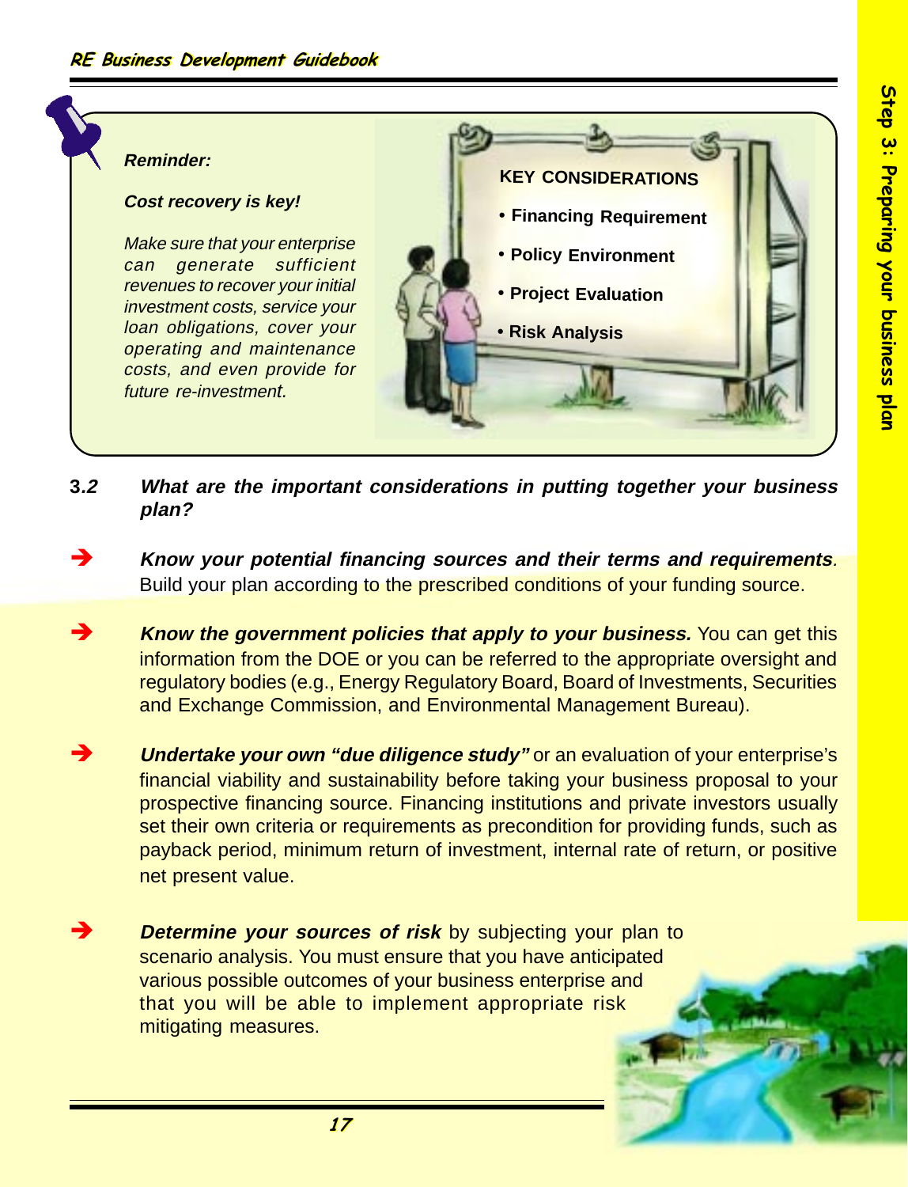**Reminder:**

***Cost recovery is key!***

*Make sure that your enterprise can generate sufficient revenues to recover your initial investment costs, service your loan obligations, cover your operating and maintenance costs, and even provide for future re-investment.*

**KEY CONSIDERATIONS**

- **Financing Requirement**
- **Policy Environment**
- **Project Evaluation**
- **Risk Analysis**

### 3.*2* *What are the important considerations in putting together your business plan?*

➔ ***Know your potential financing sources and their terms and requirements***. Build your plan according to the prescribed conditions of your funding source.

➔ ***Know the government policies that apply to your business.*** You can get this information from the DOE or you can be referred to the appropriate oversight and regulatory bodies (e.g., Energy Regulatory Board, Board of Investments, Securities and Exchange Commission, and Environmental Management Bureau).

➔ ***Undertake your own "due diligence study"*** or an evaluation of your enterprise's financial viability and sustainability before taking your business proposal to your prospective financing source. Financing institutions and private investors usually set their own criteria or requirements as precondition for providing funds, such as payback period, minimum return of investment, internal rate of return, or positive net present value.

➔ ***Determine your sources of risk*** by subjecting your plan to scenario analysis. You must ensure that you have anticipated various possible outcomes of your business enterprise and that you will be able to implement appropriate risk mitigating measures.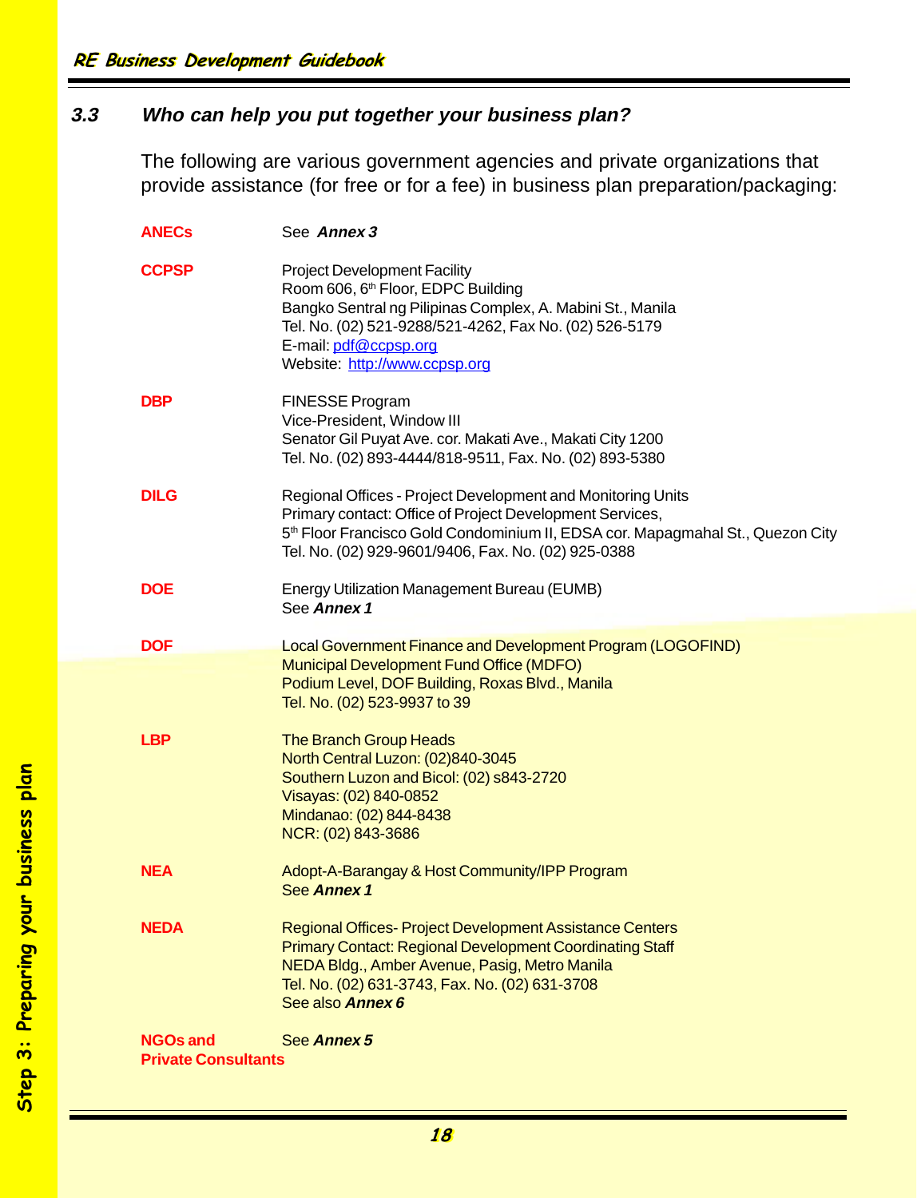### 3.3 *Who can help you put together your business plan?*

The following are various government agencies and private organizations that provide assistance (for free or for a fee) in business plan preparation/packaging:

**ANECs**
See ***Annex 3***

**CCPSP**
Project Development Facility
Room 606, 6th Floor, EDPC Building
Bangko Sentral ng Pilipinas Complex, A. Mabini St., Manila
Tel. No. (02) 521-9288/521-4262, Fax No. (02) 526-5179
E-mail: pdf@ccpsp.org
Website: http://www.ccpsp.org

**DBP**
FINESSE Program
Vice-President, Window III
Senator Gil Puyat Ave. cor. Makati Ave., Makati City 1200
Tel. No. (02) 893-4444/818-9511, Fax. No. (02) 893-5380

**DILG**
Regional Offices - Project Development and Monitoring Units
Primary contact: Office of Project Development Services,
5th Floor Francisco Gold Condominium II, EDSA cor. Mapagmahal St., Quezon City
Tel. No. (02) 929-9601/9406, Fax. No. (02) 925-0388

**DOE**
Energy Utilization Management Bureau (EUMB)
See ***Annex 1***

**DOF**
Local Government Finance and Development Program (LOGOFIND)
Municipal Development Fund Office (MDFO)
Podium Level, DOF Building, Roxas Blvd., Manila
Tel. No. (02) 523-9937 to 39

**LBP**
The Branch Group Heads
North Central Luzon: (02)840-3045
Southern Luzon and Bicol: (02) s843-2720
Visayas: (02) 840-0852
Mindanao: (02) 844-8438
NCR: (02) 843-3686

**NEA**
Adopt-A-Barangay & Host Community/IPP Program
See ***Annex 1***

**NEDA**
Regional Offices- Project Development Assistance Centers
Primary Contact: Regional Development Coordinating Staff
NEDA Bldg., Amber Avenue, Pasig, Metro Manila
Tel. No. (02) 631-3743, Fax. No. (02) 631-3708
See also ***Annex 6***

**NGOs and Private Consultants**
See ***Annex 5***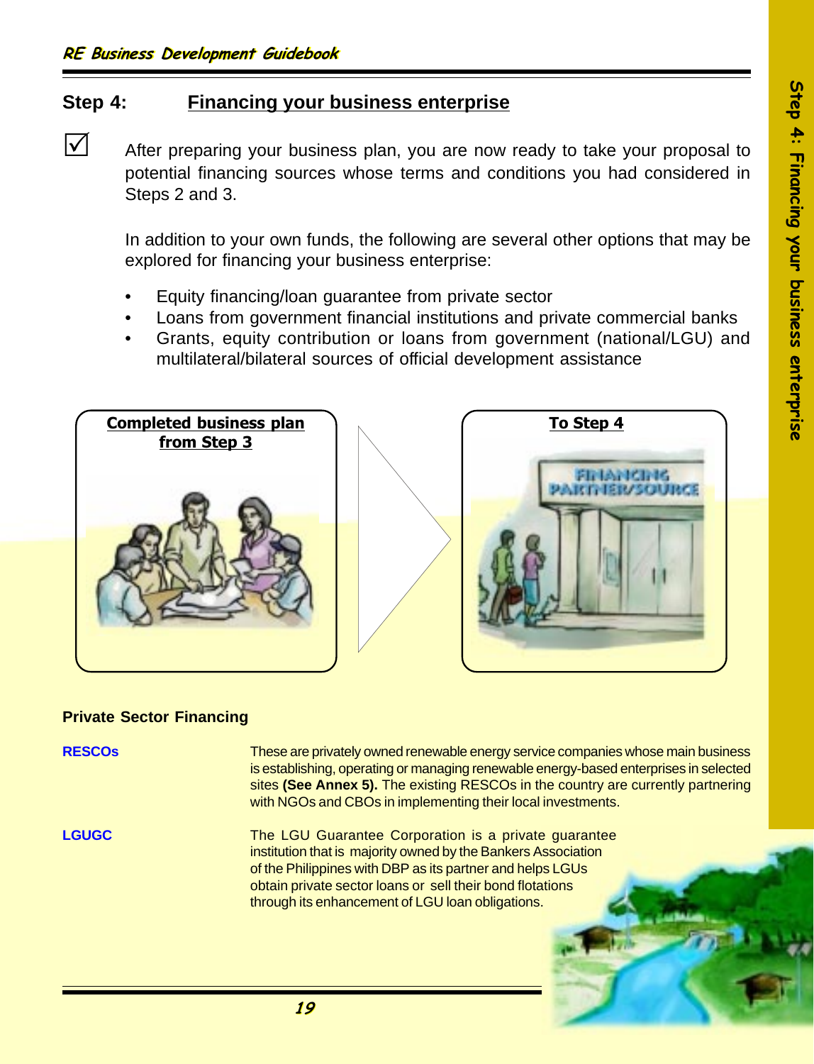## Step 4: Financing your business enterprise

☑ After preparing your business plan, you are now ready to take your proposal to potential financing sources whose terms and conditions you had considered in Steps 2 and 3.

In addition to your own funds, the following are several other options that may be explored for financing your business enterprise:

- Equity financing/loan guarantee from private sector
- Loans from government financial institutions and private commercial banks
- Grants, equity contribution or loans from government (national/LGU) and multilateral/bilateral sources of official development assistance

**Completed business plan from Step 3**

**To Step 4**

### Private Sector Financing

**RESCOs**

These are privately owned renewable energy service companies whose main business is establishing, operating or managing renewable energy-based enterprises in selected sites **(See Annex 5).** The existing RESCOs in the country are currently partnering with NGOs and CBOs in implementing their local investments.

**LGUGC**

The LGU Guarantee Corporation is a private guarantee institution that is majority owned by the Bankers Association of the Philippines with DBP as its partner and helps LGUs obtain private sector loans or sell their bond flotations through its enhancement of LGU loan obligations.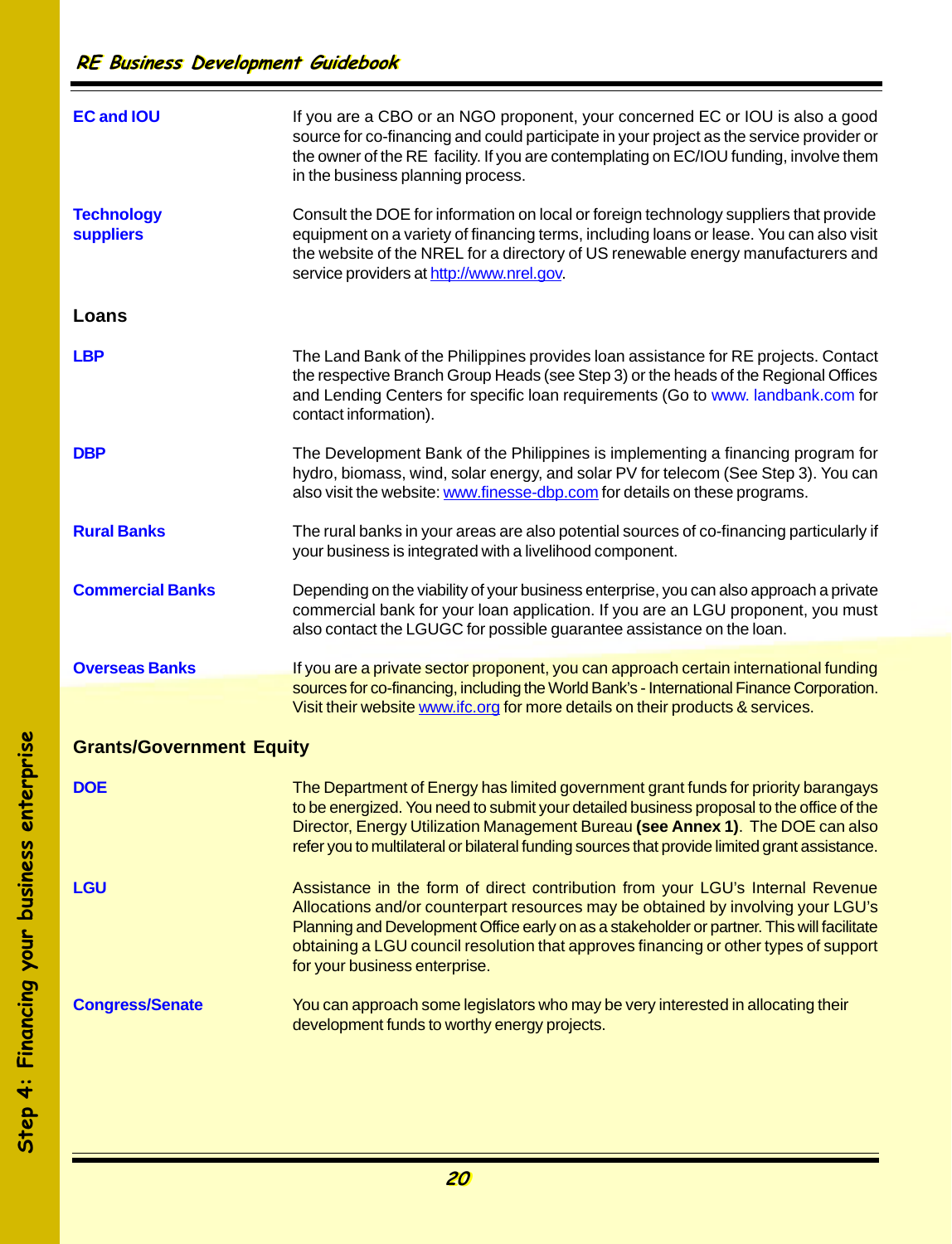**EC and IOU** — If you are a CBO or an NGO proponent, your concerned EC or IOU is also a good source for co-financing and could participate in your project as the service provider or the owner of the RE facility. If you are contemplating on EC/IOU funding, involve them in the business planning process.

**Technology suppliers** — Consult the DOE for information on local or foreign technology suppliers that provide equipment on a variety of financing terms, including loans or lease. You can also visit the website of the NREL for a directory of US renewable energy manufacturers and service providers at http://www.nrel.gov.

### Loans

**LBP** — The Land Bank of the Philippines provides loan assistance for RE projects. Contact the respective Branch Group Heads (see Step 3) or the heads of the Regional Offices and Lending Centers for specific loan requirements (Go to www. landbank.com for contact information).

**DBP** — The Development Bank of the Philippines is implementing a financing program for hydro, biomass, wind, solar energy, and solar PV for telecom (See Step 3). You can also visit the website: www.finesse-dbp.com for details on these programs.

**Rural Banks** — The rural banks in your areas are also potential sources of co-financing particularly if your business is integrated with a livelihood component.

**Commercial Banks** — Depending on the viability of your business enterprise, you can also approach a private commercial bank for your loan application. If you are an LGU proponent, you must also contact the LGUGC for possible guarantee assistance on the loan.

**Overseas Banks** — If you are a private sector proponent, you can approach certain international funding sources for co-financing, including the World Bank's - International Finance Corporation. Visit their website www.ifc.org for more details on their products & services.

### Grants/Government Equity

**DOE** — The Department of Energy has limited government grant funds for priority barangays to be energized. You need to submit your detailed business proposal to the office of the Director, Energy Utilization Management Bureau **(see Annex 1)**. The DOE can also refer you to multilateral or bilateral funding sources that provide limited grant assistance.

**LGU** — Assistance in the form of direct contribution from your LGU's Internal Revenue Allocations and/or counterpart resources may be obtained by involving your LGU's Planning and Development Office early on as a stakeholder or partner. This will facilitate obtaining a LGU council resolution that approves financing or other types of support for your business enterprise.

**Congress/Senate** — You can approach some legislators who may be very interested in allocating their development funds to worthy energy projects.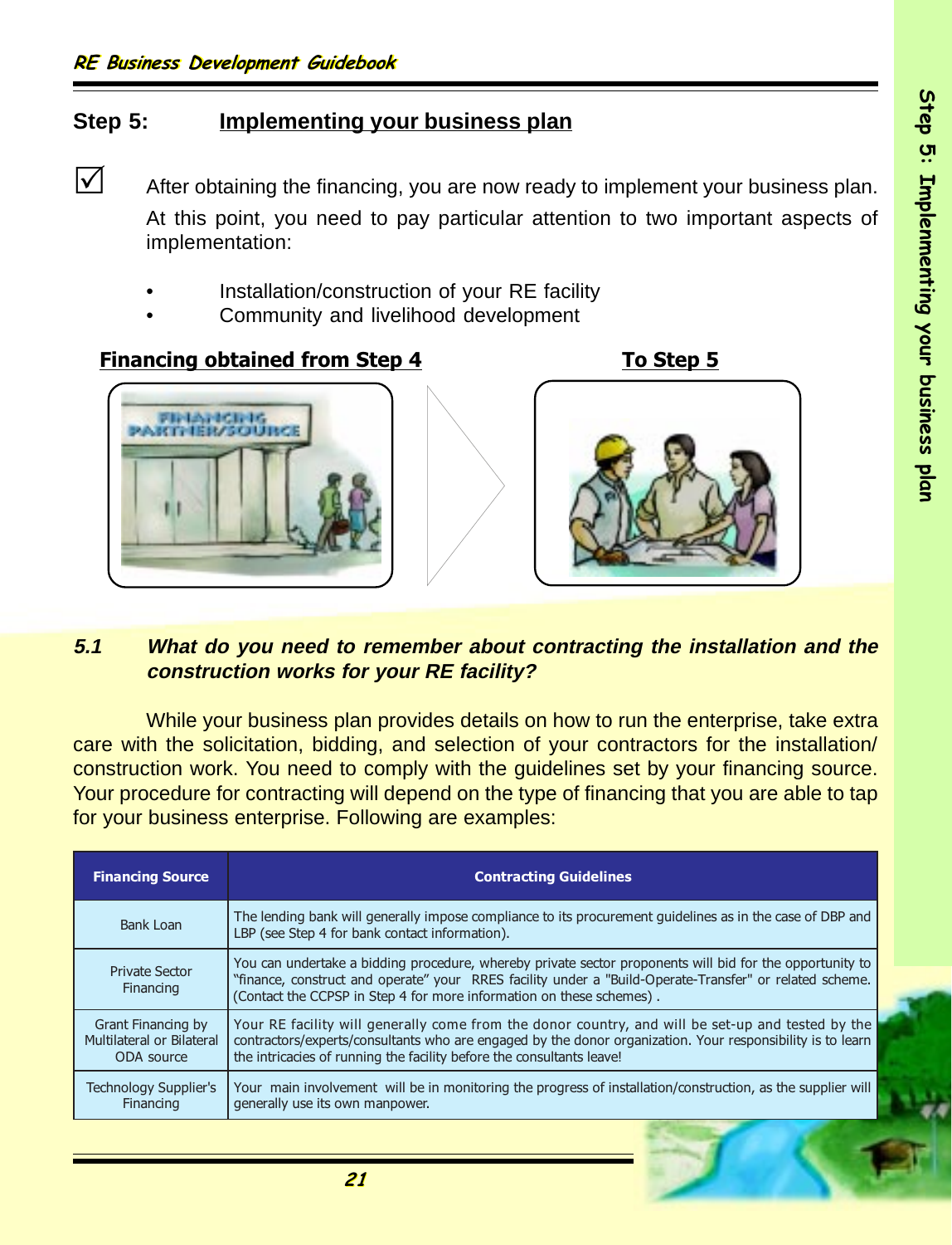## Step 5: Implementing your business plan

☑ After obtaining the financing, you are now ready to implement your business plan. At this point, you need to pay particular attention to two important aspects of implementation:

- Installation/construction of your RE facility
- Community and livelihood development

**Financing obtained from Step 4** **To Step 5**

### 5.1 *What do you need to remember about contracting the installation and the construction works for your RE facility?*

While your business plan provides details on how to run the enterprise, take extra care with the solicitation, bidding, and selection of your contractors for the installation/ construction work. You need to comply with the guidelines set by your financing source. Your procedure for contracting will depend on the type of financing that you are able to tap for your business enterprise. Following are examples:

| Financing Source | Contracting Guidelines |
|---|---|
| Bank Loan | The lending bank will generally impose compliance to its procurement guidelines as in the case of DBP and LBP (see Step 4 for bank contact information). |
| Private Sector Financing | You can undertake a bidding procedure, whereby private sector proponents will bid for the opportunity to "finance, construct and operate" your RRES facility under a "Build-Operate-Transfer" or related scheme. (Contact the CCPSP in Step 4 for more information on these schemes) . |
| Grant Financing by Multilateral or Bilateral ODA source | Your RE facility will generally come from the donor country, and will be set-up and tested by the contractors/experts/consultants who are engaged by the donor organization. Your responsibility is to learn the intricacies of running the facility before the consultants leave! |
| Technology Supplier's Financing | Your main involvement will be in monitoring the progress of installation/construction, as the supplier will generally use its own manpower. |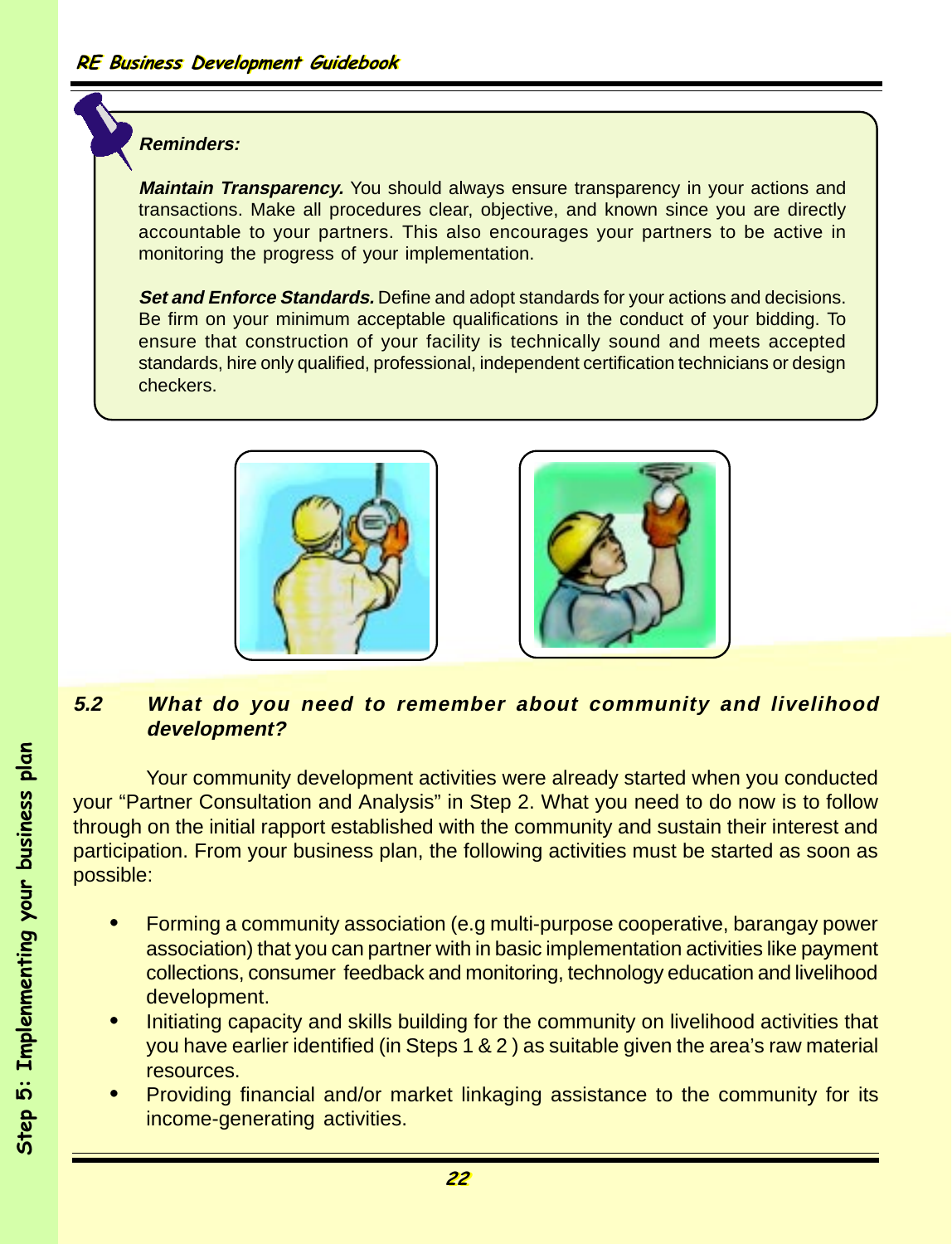**_Reminders:_**

***Maintain Transparency.*** You should always ensure transparency in your actions and transactions. Make all procedures clear, objective, and known since you are directly accountable to your partners. This also encourages your partners to be active in monitoring the progress of your implementation.

***Set and Enforce Standards.*** Define and adopt standards for your actions and decisions. Be firm on your minimum acceptable qualifications in the conduct of your bidding. To ensure that construction of your facility is technically sound and meets accepted standards, hire only qualified, professional, independent certification technicians or design checkers.

### *5.2 What do you need to remember about community and livelihood development?*

Your community development activities were already started when you conducted your "Partner Consultation and Analysis" in Step 2. What you need to do now is to follow through on the initial rapport established with the community and sustain their interest and participation. From your business plan, the following activities must be started as soon as possible:

- Forming a community association (e.g multi-purpose cooperative, barangay power association) that you can partner with in basic implementation activities like payment collections, consumer feedback and monitoring, technology education and livelihood development.
- Initiating capacity and skills building for the community on livelihood activities that you have earlier identified (in Steps 1 & 2 ) as suitable given the area's raw material resources.
- Providing financial and/or market linkaging assistance to the community for its income-generating activities.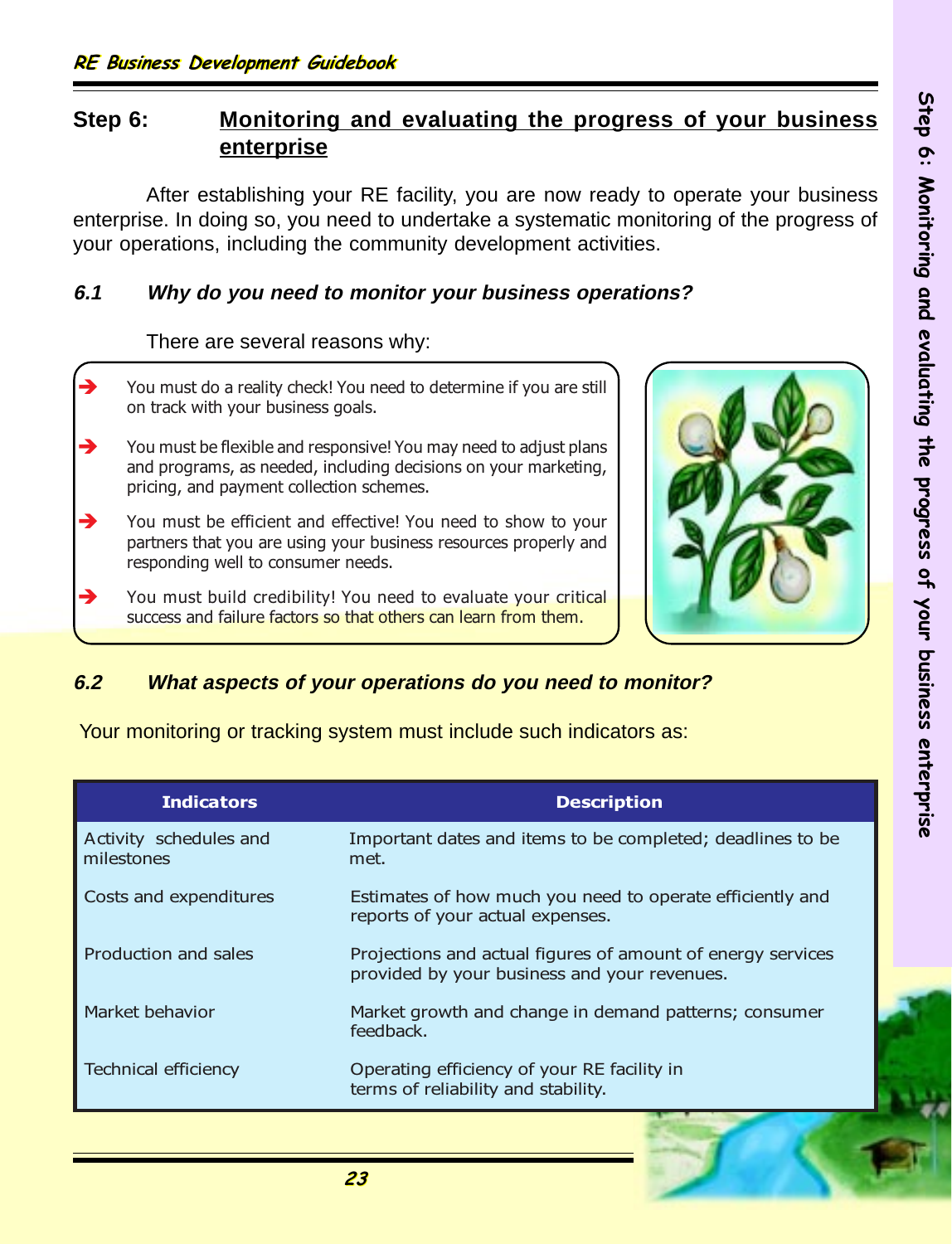## Step 6: Monitoring and evaluating the progress of your business enterprise

After establishing your RE facility, you are now ready to operate your business enterprise. In doing so, you need to undertake a systematic monitoring of the progress of your operations, including the community development activities.

### 6.1 Why do you need to monitor your business operations?

There are several reasons why:

- You must do a reality check! You need to determine if you are still on track with your business goals.
- You must be flexible and responsive! You may need to adjust plans and programs, as needed, including decisions on your marketing, pricing, and payment collection schemes.
- You must be efficient and effective! You need to show to your partners that you are using your business resources properly and responding well to consumer needs.
- You must build credibility! You need to evaluate your critical success and failure factors so that others can learn from them.

### 6.2 What aspects of your operations do you need to monitor?

Your monitoring or tracking system must include such indicators as:

| Indicators | Description |
|---|---|
| Activity schedules and milestones | Important dates and items to be completed; deadlines to be met. |
| Costs and expenditures | Estimates of how much you need to operate efficiently and reports of your actual expenses. |
| Production and sales | Projections and actual figures of amount of energy services provided by your business and your revenues. |
| Market behavior | Market growth and change in demand patterns; consumer feedback. |
| Technical efficiency | Operating efficiency of your RE facility in terms of reliability and stability. |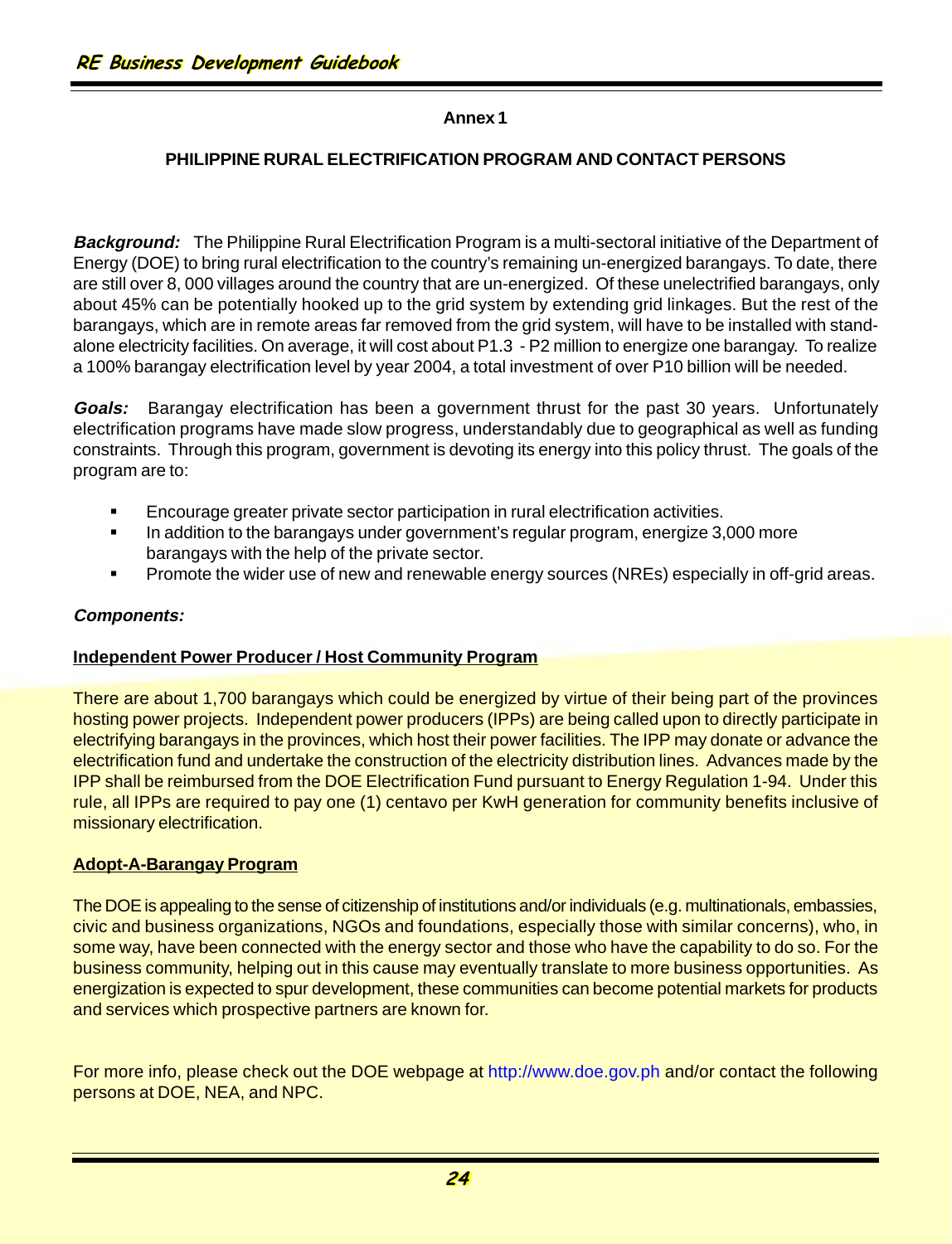## Annex 1

## PHILIPPINE RURAL ELECTRIFICATION PROGRAM AND CONTACT PERSONS

***Background:*** The Philippine Rural Electrification Program is a multi-sectoral initiative of the Department of Energy (DOE) to bring rural electrification to the country's remaining un-energized barangays. To date, there are still over 8, 000 villages around the country that are un-energized. Of these unelectrified barangays, only about 45% can be potentially hooked up to the grid system by extending grid linkages. But the rest of the barangays, which are in remote areas far removed from the grid system, will have to be installed with stand-alone electricity facilities. On average, it will cost about P1.3 - P2 million to energize one barangay. To realize a 100% barangay electrification level by year 2004, a total investment of over P10 billion will be needed.

***Goals:*** Barangay electrification has been a government thrust for the past 30 years. Unfortunately electrification programs have made slow progress, understandably due to geographical as well as funding constraints. Through this program, government is devoting its energy into this policy thrust. The goals of the program are to:

- Encourage greater private sector participation in rural electrification activities.
- In addition to the barangays under government's regular program, energize 3,000 more barangays with the help of the private sector.
- Promote the wider use of new and renewable energy sources (NREs) especially in off-grid areas.

***Components:***

**Independent Power Producer / Host Community Program**

There are about 1,700 barangays which could be energized by virtue of their being part of the provinces hosting power projects. Independent power producers (IPPs) are being called upon to directly participate in electrifying barangays in the provinces, which host their power facilities. The IPP may donate or advance the electrification fund and undertake the construction of the electricity distribution lines. Advances made by the IPP shall be reimbursed from the DOE Electrification Fund pursuant to Energy Regulation 1-94. Under this rule, all IPPs are required to pay one (1) centavo per KwH generation for community benefits inclusive of missionary electrification.

**Adopt-A-Barangay Program**

The DOE is appealing to the sense of citizenship of institutions and/or individuals (e.g. multinationals, embassies, civic and business organizations, NGOs and foundations, especially those with similar concerns), who, in some way, have been connected with the energy sector and those who have the capability to do so. For the business community, helping out in this cause may eventually translate to more business opportunities. As energization is expected to spur development, these communities can become potential markets for products and services which prospective partners are known for.

For more info, please check out the DOE webpage at http://www.doe.gov.ph and/or contact the following persons at DOE, NEA, and NPC.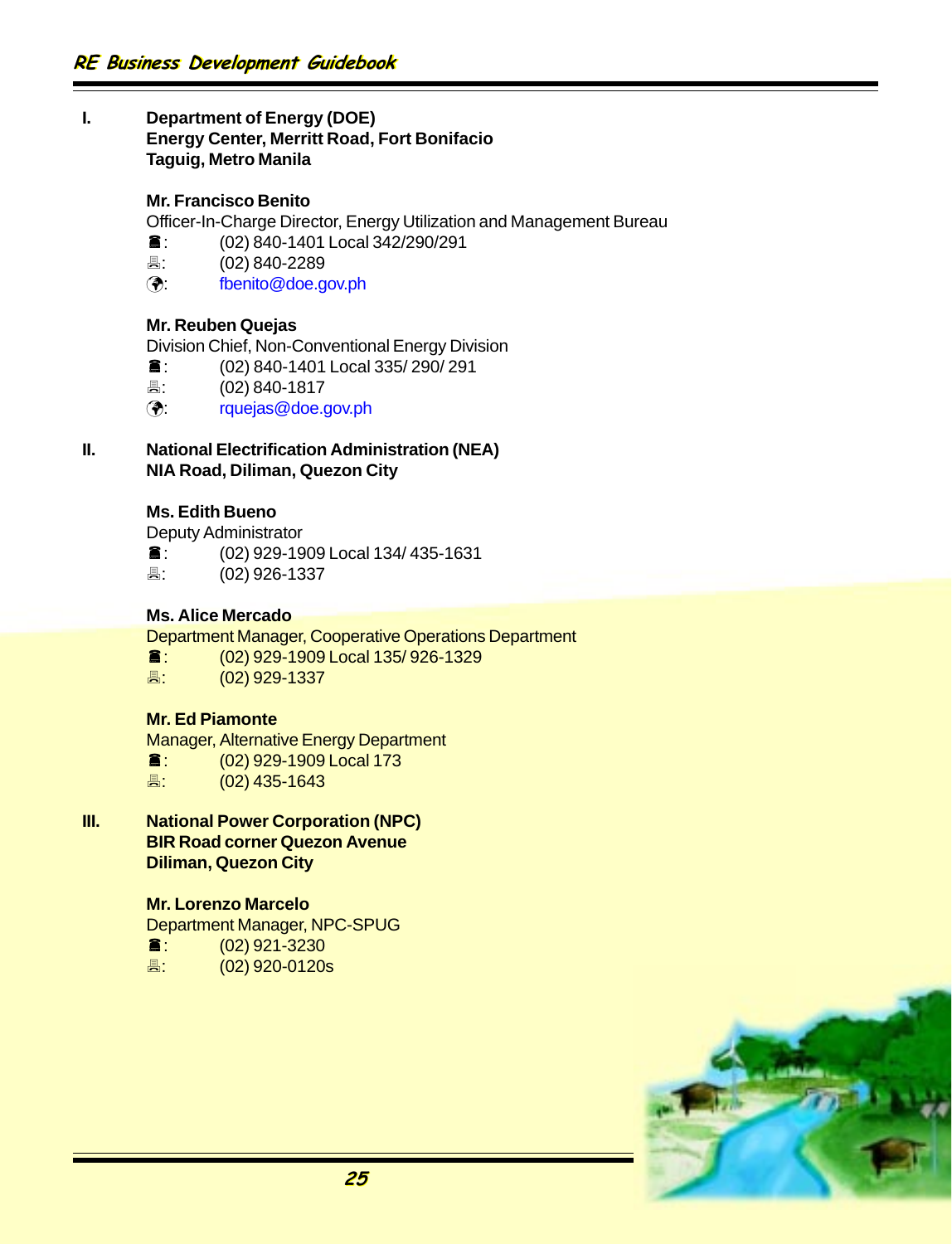**I. Department of Energy (DOE)**
**Energy Center, Merritt Road, Fort Bonifacio**
**Taguig, Metro Manila**

**Mr. Francisco Benito**
Officer-In-Charge Director, Energy Utilization and Management Bureau
☎: (02) 840-1401 Local 342/290/291
🖷: (02) 840-2289
🌐: fbenito@doe.gov.ph

**Mr. Reuben Quejas**
Division Chief, Non-Conventional Energy Division
☎: (02) 840-1401 Local 335/ 290/ 291
🖷: (02) 840-1817
🌐: rquejas@doe.gov.ph

**II. National Electrification Administration (NEA)**
**NIA Road, Diliman, Quezon City**

**Ms. Edith Bueno**
Deputy Administrator
☎: (02) 929-1909 Local 134/ 435-1631
🖷: (02) 926-1337

**Ms. Alice Mercado**
Department Manager, Cooperative Operations Department
☎: (02) 929-1909 Local 135/ 926-1329
🖷: (02) 929-1337

**Mr. Ed Piamonte**
Manager, Alternative Energy Department
☎: (02) 929-1909 Local 173
🖷: (02) 435-1643

**III. National Power Corporation (NPC)**
**BIR Road corner Quezon Avenue**
**Diliman, Quezon City**

**Mr. Lorenzo Marcelo**
Department Manager, NPC-SPUG
☎: (02) 921-3230
🖷: (02) 920-0120s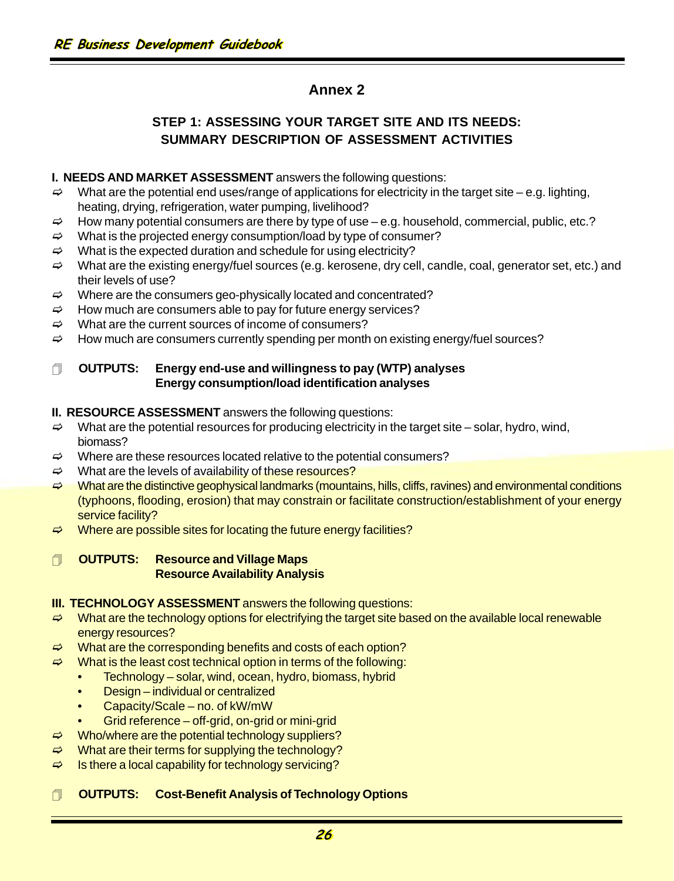# Annex 2

## STEP 1: ASSESSING YOUR TARGET SITE AND ITS NEEDS: SUMMARY DESCRIPTION OF ASSESSMENT ACTIVITIES

**I. NEEDS AND MARKET ASSESSMENT** answers the following questions:

- What are the potential end uses/range of applications for electricity in the target site – e.g. lighting, heating, drying, refrigeration, water pumping, livelihood?
- How many potential consumers are there by type of use – e.g. household, commercial, public, etc.?
- What is the projected energy consumption/load by type of consumer?
- What is the expected duration and schedule for using electricity?
- What are the existing energy/fuel sources (e.g. kerosene, dry cell, candle, coal, generator set, etc.) and their levels of use?
- Where are the consumers geo-physically located and concentrated?
- How much are consumers able to pay for future energy services?
- What are the current sources of income of consumers?
- How much are consumers currently spending per month on existing energy/fuel sources?

**OUTPUTS:** **Energy end-use and willingness to pay (WTP) analyses**
**Energy consumption/load identification analyses**

**II. RESOURCE ASSESSMENT** answers the following questions:

- What are the potential resources for producing electricity in the target site – solar, hydro, wind, biomass?
- Where are these resources located relative to the potential consumers?
- What are the levels of availability of these resources?
- What are the distinctive geophysical landmarks (mountains, hills, cliffs, ravines) and environmental conditions (typhoons, flooding, erosion) that may constrain or facilitate construction/establishment of your energy service facility?
- Where are possible sites for locating the future energy facilities?

**OUTPUTS:** **Resource and Village Maps**
**Resource Availability Analysis**

**III. TECHNOLOGY ASSESSMENT** answers the following questions:

- What are the technology options for electrifying the target site based on the available local renewable energy resources?
- What are the corresponding benefits and costs of each option?
- What is the least cost technical option in terms of the following:
  - Technology – solar, wind, ocean, hydro, biomass, hybrid
  - Design – individual or centralized
  - Capacity/Scale – no. of kW/mW
  - Grid reference – off-grid, on-grid or mini-grid
- Who/where are the potential technology suppliers?
- What are their terms for supplying the technology?
- Is there a local capability for technology servicing?

**OUTPUTS:** **Cost-Benefit Analysis of Technology Options**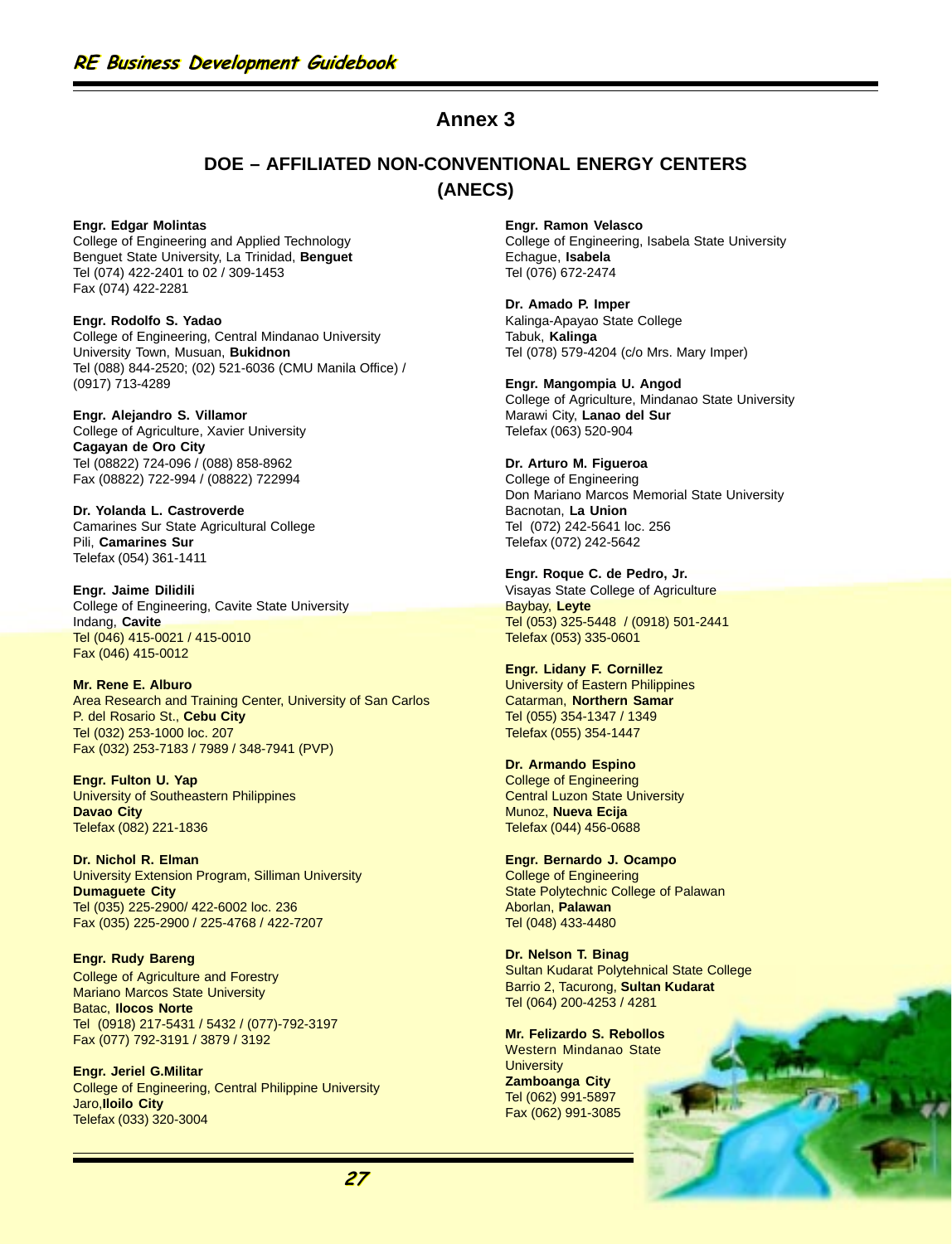# Annex 3

## DOE – AFFILIATED NON-CONVENTIONAL ENERGY CENTERS (ANECS)

**Engr. Edgar Molintas**
College of Engineering and Applied Technology
Benguet State University, La Trinidad, **Benguet**
Tel (074) 422-2401 to 02 / 309-1453
Fax (074) 422-2281

**Engr. Rodolfo S. Yadao**
College of Engineering, Central Mindanao University
University Town, Musuan, **Bukidnon**
Tel (088) 844-2520; (02) 521-6036 (CMU Manila Office) / (0917) 713-4289

**Engr. Alejandro S. Villamor**
College of Agriculture, Xavier University
**Cagayan de Oro City**
Tel (08822) 724-096 / (088) 858-8962
Fax (08822) 722-994 / (08822) 722994

**Dr. Yolanda L. Castroverde**
Camarines Sur State Agricultural College
Pili, **Camarines Sur**
Telefax (054) 361-1411

**Engr. Jaime Dilidili**
College of Engineering, Cavite State University
Indang, **Cavite**
Tel (046) 415-0021 / 415-0010
Fax (046) 415-0012

**Mr. Rene E. Alburo**
Area Research and Training Center, University of San Carlos
P. del Rosario St., **Cebu City**
Tel (032) 253-1000 loc. 207
Fax (032) 253-7183 / 7989 / 348-7941 (PVP)

**Engr. Fulton U. Yap**
University of Southeastern Philippines
**Davao City**
Telefax (082) 221-1836

**Dr. Nichol R. Elman**
University Extension Program, Silliman University
**Dumaguete City**
Tel (035) 225-2900/ 422-6002 loc. 236
Fax (035) 225-2900 / 225-4768 / 422-7207

**Engr. Rudy Bareng**
College of Agriculture and Forestry
Mariano Marcos State University
Batac, **Ilocos Norte**
Tel (0918) 217-5431 / 5432 / (077)-792-3197
Fax (077) 792-3191 / 3879 / 3192

**Engr. Jeriel G.Militar**
College of Engineering, Central Philippine University
Jaro,**Iloilo City**
Telefax (033) 320-3004

**Engr. Ramon Velasco**
College of Engineering, Isabela State University
Echague, **Isabela**
Tel (076) 672-2474

**Dr. Amado P. Imper**
Kalinga-Apayao State College
Tabuk, **Kalinga**
Tel (078) 579-4204 (c/o Mrs. Mary Imper)

**Engr. Mangompia U. Angod**
College of Agriculture, Mindanao State University
Marawi City, **Lanao del Sur**
Telefax (063) 520-904

**Dr. Arturo M. Figueroa**
College of Engineering
Don Mariano Marcos Memorial State University
Bacnotan, **La Union**
Tel (072) 242-5641 loc. 256
Telefax (072) 242-5642

**Engr. Roque C. de Pedro, Jr.**
Visayas State College of Agriculture
Baybay, **Leyte**
Tel (053) 325-5448 / (0918) 501-2441
Telefax (053) 335-0601

**Engr. Lidany F. Cornillez**
University of Eastern Philippines
Catarman, **Northern Samar**
Tel (055) 354-1347 / 1349
Telefax (055) 354-1447

**Dr. Armando Espino**
College of Engineering
Central Luzon State University
Munoz, **Nueva Ecija**
Telefax (044) 456-0688

**Engr. Bernardo J. Ocampo**
College of Engineering
State Polytechnic College of Palawan
Aborlan, **Palawan**
Tel (048) 433-4480

**Dr. Nelson T. Binag**
Sultan Kudarat Polytehnical State College
Barrio 2, Tacurong, **Sultan Kudarat**
Tel (064) 200-4253 / 4281

**Mr. Felizardo S. Rebollos**
Western Mindanao State University
**Zamboanga City**
Tel (062) 991-5897
Fax (062) 991-3085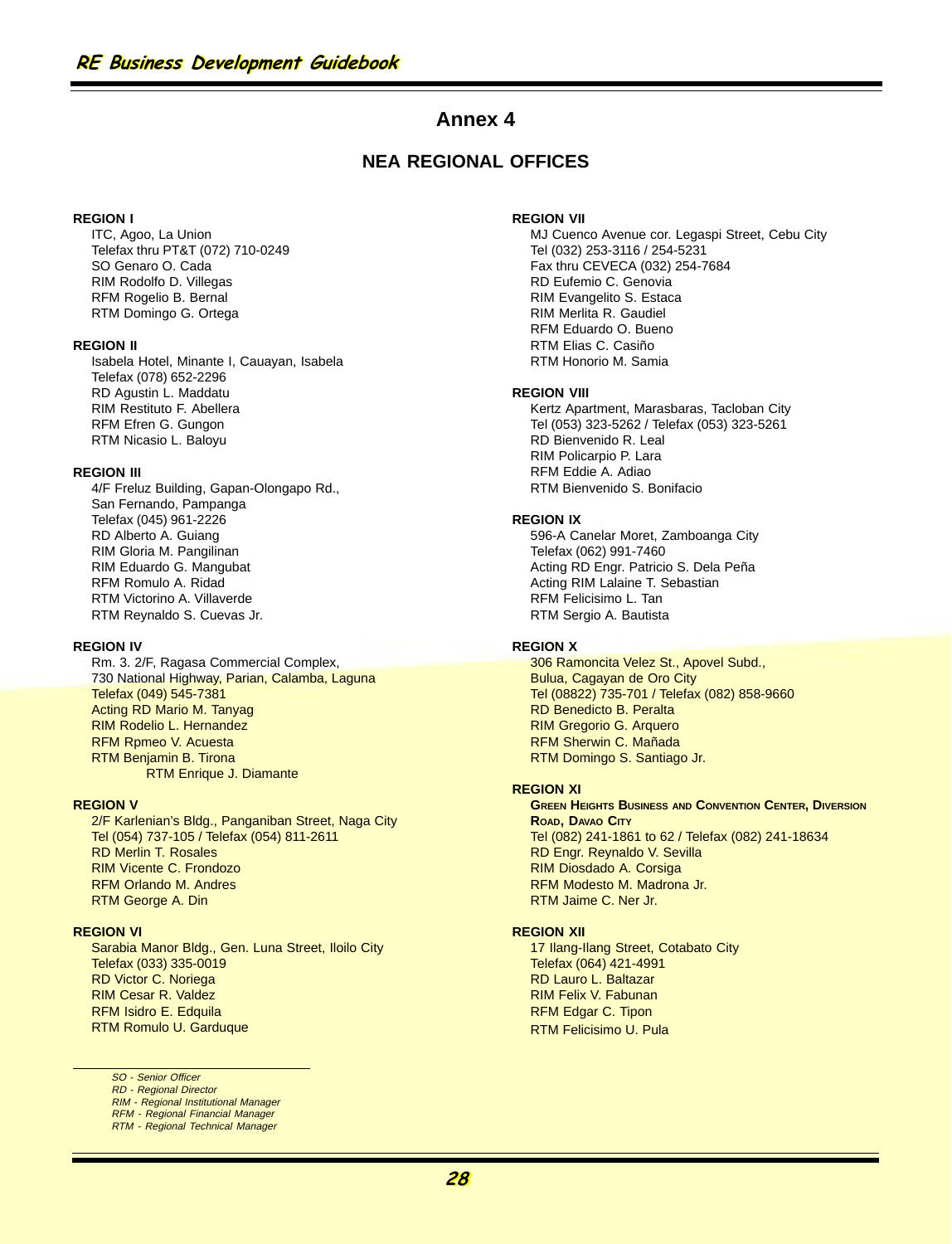# Annex 4

## NEA REGIONAL OFFICES

**REGION I**

ITC, Agoo, La Union
Telefax thru PT&T (072) 710-0249
SO Genaro O. Cada
RIM Rodolfo D. Villegas
RFM Rogelio B. Bernal
RTM Domingo G. Ortega

**REGION II**

Isabela Hotel, Minante I, Cauayan, Isabela
Telefax (078) 652-2296
RD Agustin L. Maddatu
RIM Restituto F. Abellera
RFM Efren G. Gungon
RTM Nicasio L. Baloyu

**REGION III**

4/F Freluz Building, Gapan-Olongapo Rd.,
San Fernando, Pampanga
Telefax (045) 961-2226
RD Alberto A. Guiang
RIM Gloria M. Pangilinan
RIM Eduardo G. Mangubat
RFM Romulo A. Ridad
RTM Victorino A. Villaverde
RTM Reynaldo S. Cuevas Jr.

**REGION IV**

Rm. 3. 2/F, Ragasa Commercial Complex,
730 National Highway, Parian, Calamba, Laguna
Telefax (049) 545-7381
Acting RD Mario M. Tanyag
RIM Rodelio L. Hernandez
RFM Rpmeo V. Acuesta
RTM Benjamin B. Tirona
RTM Enrique J. Diamante

**REGION V**

2/F Karlenian's Bldg., Panganiban Street, Naga City
Tel (054) 737-105 / Telefax (054) 811-2611
RD Merlin T. Rosales
RIM Vicente C. Frondozo
RFM Orlando M. Andres
RTM George A. Din

**REGION VI**

Sarabia Manor Bldg., Gen. Luna Street, Iloilo City
Telefax (033) 335-0019
RD Victor C. Noriega
RIM Cesar R. Valdez
RFM Isidro E. Edquila
RTM Romulo U. Garduque

**REGION VII**

MJ Cuenco Avenue cor. Legaspi Street, Cebu City
Tel (032) 253-3116 / 254-5231
Fax thru CEVECA (032) 254-7684
RD Eufemio C. Genovia
RIM Evangelito S. Estaca
RIM Merlita R. Gaudiel
RFM Eduardo O. Bueno
RTM Elias C. Casiño
RTM Honorio M. Samia

**REGION VIII**

Kertz Apartment, Marasbaras, Tacloban City
Tel (053) 323-5262 / Telefax (053) 323-5261
RD Bienvenido R. Leal
RIM Policarpio P. Lara
RFM Eddie A. Adiao
RTM Bienvenido S. Bonifacio

**REGION IX**

596-A Canelar Moret, Zamboanga City
Telefax (062) 991-7460
Acting RD Engr. Patricio S. Dela Peña
Acting RIM Lalaine T. Sebastian
RFM Felicisimo L. Tan
RTM Sergio A. Bautista

**REGION X**

306 Ramoncita Velez St., Apovel Subd.,
Bulua, Cagayan de Oro City
Tel (08822) 735-701 / Telefax (082) 858-9660
RD Benedicto B. Peralta
RIM Gregorio G. Arquero
RFM Sherwin C. Mañada
RTM Domingo S. Santiago Jr.

**REGION XI**

GREEN HEIGHTS BUSINESS AND CONVENTION CENTER, DIVERSION ROAD, DAVAO CITY
Tel (082) 241-1861 to 62 / Telefax (082) 241-18634
RD Engr. Reynaldo V. Sevilla
RIM Diosdado A. Corsiga
RFM Modesto M. Madrona Jr.
RTM Jaime C. Ner Jr.

**REGION XII**

17 Ilang-Ilang Street, Cotabato City
Telefax (064) 421-4991
RD Lauro L. Baltazar
RIM Felix V. Fabunan
RFM Edgar C. Tipon
RTM Felicisimo U. Pula

---

*SO - Senior Officer*
*RD - Regional Director*
*RIM - Regional Institutional Manager*
*RFM - Regional Financial Manager*
*RTM - Regional Technical Manager*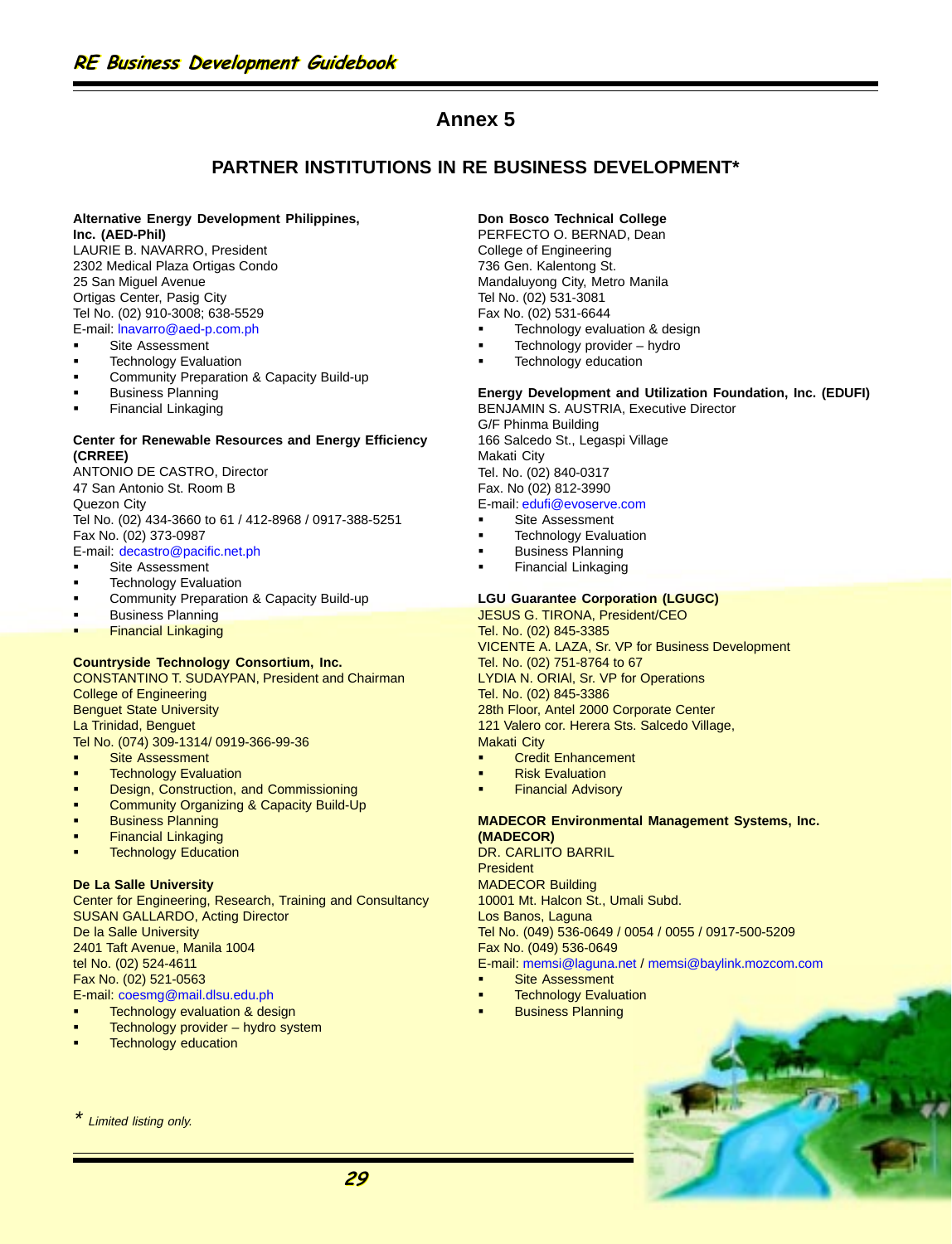# Annex 5

## PARTNER INSTITUTIONS IN RE BUSINESS DEVELOPMENT*

**Alternative Energy Development Philippines, Inc. (AED-Phil)**
LAURIE B. NAVARRO, President
2302 Medical Plaza Ortigas Condo
25 San Miguel Avenue
Ortigas Center, Pasig City
Tel No. (02) 910-3008; 638-5529
E-mail: lnavarro@aed-p.com.ph

- Site Assessment
- Technology Evaluation
- Community Preparation & Capacity Build-up
- Business Planning
- Financial Linkaging

**Center for Renewable Resources and Energy Efficiency (CRREE)**
ANTONIO DE CASTRO, Director
47 San Antonio St. Room B
Quezon City
Tel No. (02) 434-3660 to 61 / 412-8968 / 0917-388-5251
Fax No. (02) 373-0987
E-mail: decastro@pacific.net.ph

- Site Assessment
- Technology Evaluation
- Community Preparation & Capacity Build-up
- Business Planning
- Financial Linkaging

**Countryside Technology Consortium, Inc.**
CONSTANTINO T. SUDAYPAN, President and Chairman
College of Engineering
Benguet State University
La Trinidad, Benguet
Tel No. (074) 309-1314/ 0919-366-99-36

- Site Assessment
- Technology Evaluation
- Design, Construction, and Commissioning
- Community Organizing & Capacity Build-Up
- Business Planning
- Financial Linkaging
- Technology Education

**De La Salle University**
Center for Engineering, Research, Training and Consultancy
SUSAN GALLARDO, Acting Director
De la Salle University
2401 Taft Avenue, Manila 1004
tel No. (02) 524-4611
Fax No. (02) 521-0563
E-mail: coesmg@mail.dlsu.edu.ph

- Technology evaluation & design
- Technology provider – hydro system
- Technology education

**Don Bosco Technical College**
PERFECTO O. BERNAD, Dean
College of Engineering
736 Gen. Kalentong St.
Mandaluyong City, Metro Manila
Tel No. (02) 531-3081
Fax No. (02) 531-6644

- Technology evaluation & design
- Technology provider – hydro
- Technology education

**Energy Development and Utilization Foundation, Inc. (EDUFI)**
BENJAMIN S. AUSTRIA, Executive Director
G/F Phinma Building
166 Salcedo St., Legaspi Village
Makati City
Tel. No. (02) 840-0317
Fax. No (02) 812-3990
E-mail: edufi@evoserve.com

- Site Assessment
- Technology Evaluation
- Business Planning
- Financial Linkaging

**LGU Guarantee Corporation (LGUGC)**
JESUS G. TIRONA, President/CEO
Tel. No. (02) 845-3385
VICENTE A. LAZA, Sr. VP for Business Development
Tel. No. (02) 751-8764 to 67
LYDIA N. ORIAl, Sr. VP for Operations
Tel. No. (02) 845-3386
28th Floor, Antel 2000 Corporate Center
121 Valero cor. Herera Sts. Salcedo Village,
Makati City

- Credit Enhancement
- Risk Evaluation
- Financial Advisory

**MADECOR Environmental Management Systems, Inc. (MADECOR)**
DR. CARLITO BARRIL
President
MADECOR Building
10001 Mt. Halcon St., Umali Subd.
Los Banos, Laguna
Tel No. (049) 536-0649 / 0054 / 0055 / 0917-500-5209
Fax No. (049) 536-0649
E-mail: memsi@laguna.net / memsi@baylink.mozcom.com

- Site Assessment
- Technology Evaluation
- Business Planning

\* *Limited listing only.*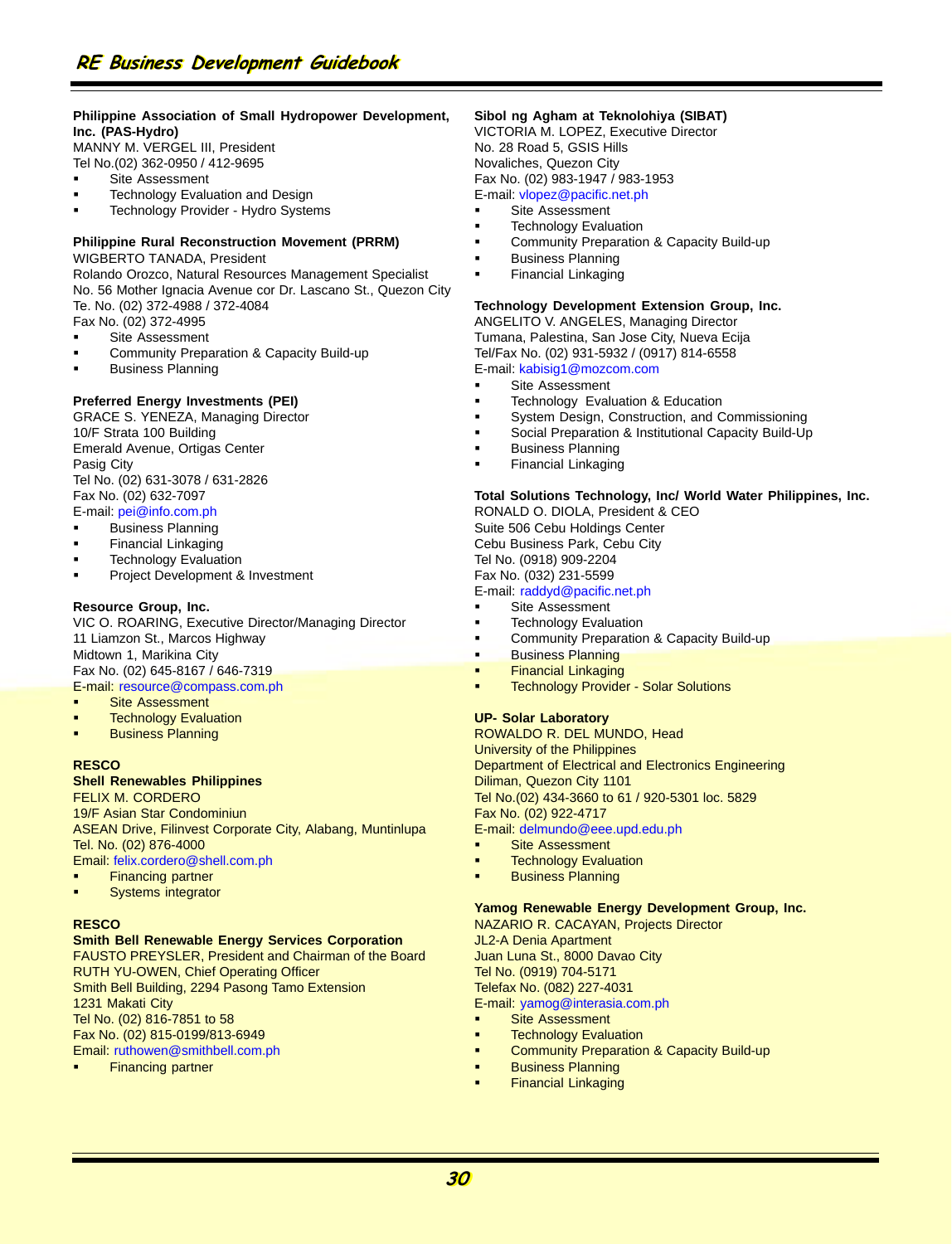**Philippine Association of Small Hydropower Development, Inc. (PAS-Hydro)**
MANNY M. VERGEL III, President
Tel No.(02) 362-0950 / 412-9695

- Site Assessment
- Technology Evaluation and Design
- Technology Provider - Hydro Systems

**Philippine Rural Reconstruction Movement (PRRM)**
WIGBERTO TANADA, President
Rolando Orozco, Natural Resources Management Specialist
No. 56 Mother Ignacia Avenue cor Dr. Lascano St., Quezon City
Te. No. (02) 372-4988 / 372-4084
Fax No. (02) 372-4995

- Site Assessment
- Community Preparation & Capacity Build-up
- Business Planning

**Preferred Energy Investments (PEI)**
GRACE S. YENEZA, Managing Director
10/F Strata 100 Building
Emerald Avenue, Ortigas Center
Pasig City
Tel No. (02) 631-3078 / 631-2826
Fax No. (02) 632-7097
E-mail: pei@info.com.ph

- Business Planning
- Financial Linkaging
- Technology Evaluation
- Project Development & Investment

**Resource Group, Inc.**
VIC O. ROARING, Executive Director/Managing Director
11 Liamzon St., Marcos Highway
Midtown 1, Marikina City
Fax No. (02) 645-8167 / 646-7319
E-mail: resource@compass.com.ph

- Site Assessment
- Technology Evaluation
- Business Planning

**RESCO**
**Shell Renewables Philippines**
FELIX M. CORDERO
19/F Asian Star Condominiun
ASEAN Drive, Filinvest Corporate City, Alabang, Muntinlupa
Tel. No. (02) 876-4000
Email: felix.cordero@shell.com.ph

- Financing partner
- Systems integrator

**RESCO**
**Smith Bell Renewable Energy Services Corporation**
FAUSTO PREYSLER, President and Chairman of the Board
RUTH YU-OWEN, Chief Operating Officer
Smith Bell Building, 2294 Pasong Tamo Extension
1231 Makati City
Tel No. (02) 816-7851 to 58
Fax No. (02) 815-0199/813-6949
Email: ruthowen@smithbell.com.ph

- Financing partner

**Sibol ng Agham at Teknolohiya (SIBAT)**
VICTORIA M. LOPEZ, Executive Director
No. 28 Road 5, GSIS Hills
Novaliches, Quezon City
Fax No. (02) 983-1947 / 983-1953
E-mail: vlopez@pacific.net.ph

- Site Assessment
- Technology Evaluation
- Community Preparation & Capacity Build-up
- Business Planning
- Financial Linkaging

**Technology Development Extension Group, Inc.**
ANGELITO V. ANGELES, Managing Director
Tumana, Palestina, San Jose City, Nueva Ecija
Tel/Fax No. (02) 931-5932 / (0917) 814-6558
E-mail: kabisig1@mozcom.com

- Site Assessment
- Technology Evaluation & Education
- System Design, Construction, and Commissioning
- Social Preparation & Institutional Capacity Build-Up
- Business Planning
- Financial Linkaging

**Total Solutions Technology, Inc/ World Water Philippines, Inc.**
RONALD O. DIOLA, President & CEO
Suite 506 Cebu Holdings Center
Cebu Business Park, Cebu City
Tel No. (0918) 909-2204
Fax No. (032) 231-5599
E-mail: raddyd@pacific.net.ph

- Site Assessment
- Technology Evaluation
- Community Preparation & Capacity Build-up
- Business Planning
- Financial Linkaging
- Technology Provider - Solar Solutions

**UP- Solar Laboratory**
ROWALDO R. DEL MUNDO, Head
University of the Philippines
Department of Electrical and Electronics Engineering
Diliman, Quezon City 1101
Tel No.(02) 434-3660 to 61 / 920-5301 loc. 5829
Fax No. (02) 922-4717
E-mail: delmundo@eee.upd.edu.ph

- Site Assessment
- Technology Evaluation
- Business Planning

**Yamog Renewable Energy Development Group, Inc.**
NAZARIO R. CACAYAN, Projects Director
JL2-A Denia Apartment
Juan Luna St., 8000 Davao City
Tel No. (0919) 704-5171
Telefax No. (082) 227-4031
E-mail: yamog@interasia.com.ph

- Site Assessment
- Technology Evaluation
- Community Preparation & Capacity Build-up
- Business Planning
- Financial Linkaging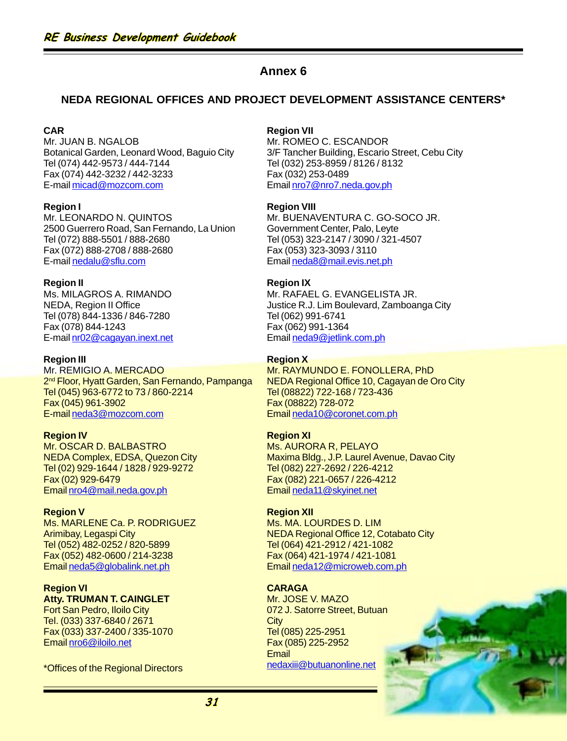# Annex 6

## NEDA REGIONAL OFFICES AND PROJECT DEVELOPMENT ASSISTANCE CENTERS*

**CAR**
Mr. JUAN B. NGALOB
Botanical Garden, Leonard Wood, Baguio City
Tel (074) 442-9573 / 444-7144
Fax (074) 442-3232 / 442-3233
E-mail micad@mozcom.com

**Region I**
Mr. LEONARDO N. QUINTOS
2500 Guerrero Road, San Fernando, La Union
Tel (072) 888-5501 / 888-2680
Fax (072) 888-2708 / 888-2680
E-mail nedalu@sflu.com

**Region II**
Ms. MILAGROS A. RIMANDO
NEDA, Region II Office
Tel (078) 844-1336 / 846-7280
Fax (078) 844-1243
E-mail nr02@cagayan.inext.net

**Region III**
Mr. REMIGIO A. MERCADO
2nd Floor, Hyatt Garden, San Fernando, Pampanga
Tel (045) 963-6772 to 73 / 860-2214
Fax (045) 961-3902
E-mail neda3@mozcom.com

**Region IV**
Mr. OSCAR D. BALBASTRO
NEDA Complex, EDSA, Quezon City
Tel (02) 929-1644 / 1828 / 929-9272
Fax (02) 929-6479
Email nro4@mail.neda.gov.ph

**Region V**
Ms. MARLENE Ca. P. RODRIGUEZ
Arimibay, Legaspi City
Tel (052) 482-0252 / 820-5899
Fax (052) 482-0600 / 214-3238
Email neda5@globalink.net.ph

**Region VI**
**Atty. TRUMAN T. CAINGLET**
Fort San Pedro, Iloilo City
Tel. (033) 337-6840 / 2671
Fax (033) 337-2400 / 335-1070
Email nro6@iloilo.net

**Region VII**
Mr. ROMEO C. ESCANDOR
3/F Tancher Building, Escario Street, Cebu City
Tel (032) 253-8959 / 8126 / 8132
Fax (032) 253-0489
Email nro7@nro7.neda.gov.ph

**Region VIII**
Mr. BUENAVENTURA C. GO-SOCO JR.
Government Center, Palo, Leyte
Tel (053) 323-2147 / 3090 / 321-4507
Fax (053) 323-3093 / 3110
Email neda8@mail.evis.net.ph

**Region IX**
Mr. RAFAEL G. EVANGELISTA JR.
Justice R.J. Lim Boulevard, Zamboanga City
Tel (062) 991-6741
Fax (062) 991-1364
Email neda9@jetlink.com.ph

**Region X**
Mr. RAYMUNDO E. FONOLLERA, PhD
NEDA Regional Office 10, Cagayan de Oro City
Tel (08822) 722-168 / 723-436
Fax (08822) 728-072
Email neda10@coronet.com.ph

**Region XI**
Ms. AURORA R, PELAYO
Maxima Bldg., J.P. Laurel Avenue, Davao City
Tel (082) 227-2692 / 226-4212
Fax (082) 221-0657 / 226-4212
Email neda11@skyinet.net

**Region XII**
Ms. MA. LOURDES D. LIM
NEDA Regional Office 12, Cotabato City
Tel (064) 421-2912 / 421-1082
Fax (064) 421-1974 / 421-1081
Email neda12@microweb.com.ph

**CARAGA**
Mr. JOSE V. MAZO
072 J. Satorre Street, Butuan City
Tel (085) 225-2951
Fax (085) 225-2952
Email nedaxiii@butuanonline.net

*Offices of the Regional Directors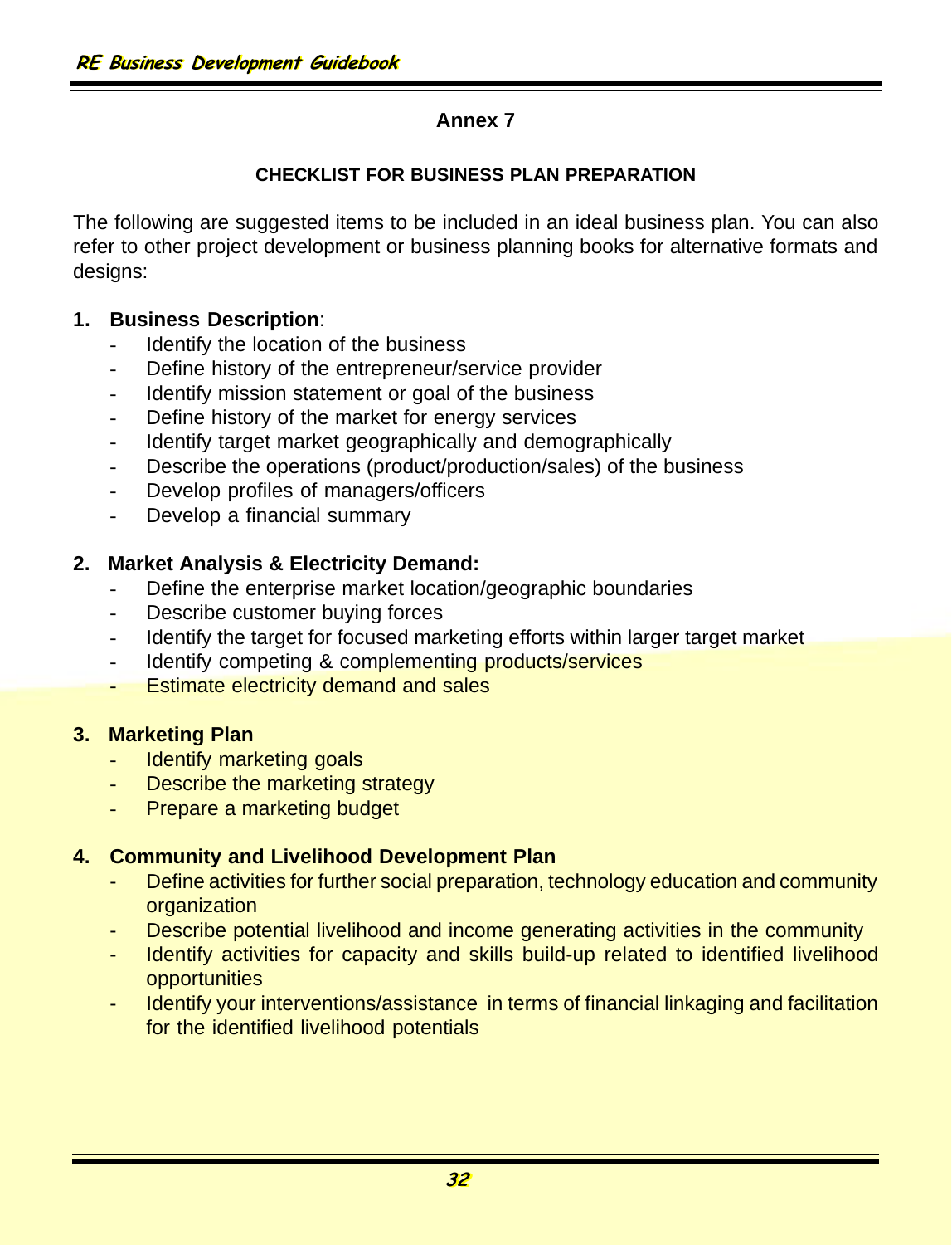## Annex 7

### CHECKLIST FOR BUSINESS PLAN PREPARATION

The following are suggested items to be included in an ideal business plan. You can also refer to other project development or business planning books for alternative formats and designs:

1. **Business Description**:
   - Identify the location of the business
   - Define history of the entrepreneur/service provider
   - Identify mission statement or goal of the business
   - Define history of the market for energy services
   - Identify target market geographically and demographically
   - Describe the operations (product/production/sales) of the business
   - Develop profiles of managers/officers
   - Develop a financial summary

2. **Market Analysis & Electricity Demand:**
   - Define the enterprise market location/geographic boundaries
   - Describe customer buying forces
   - Identify the target for focused marketing efforts within larger target market
   - Identify competing & complementing products/services
   - Estimate electricity demand and sales

3. **Marketing Plan**
   - Identify marketing goals
   - Describe the marketing strategy
   - Prepare a marketing budget

4. **Community and Livelihood Development Plan**
   - Define activities for further social preparation, technology education and community organization
   - Describe potential livelihood and income generating activities in the community
   - Identify activities for capacity and skills build-up related to identified livelihood opportunities
   - Identify your interventions/assistance in terms of financial linkaging and facilitation for the identified livelihood potentials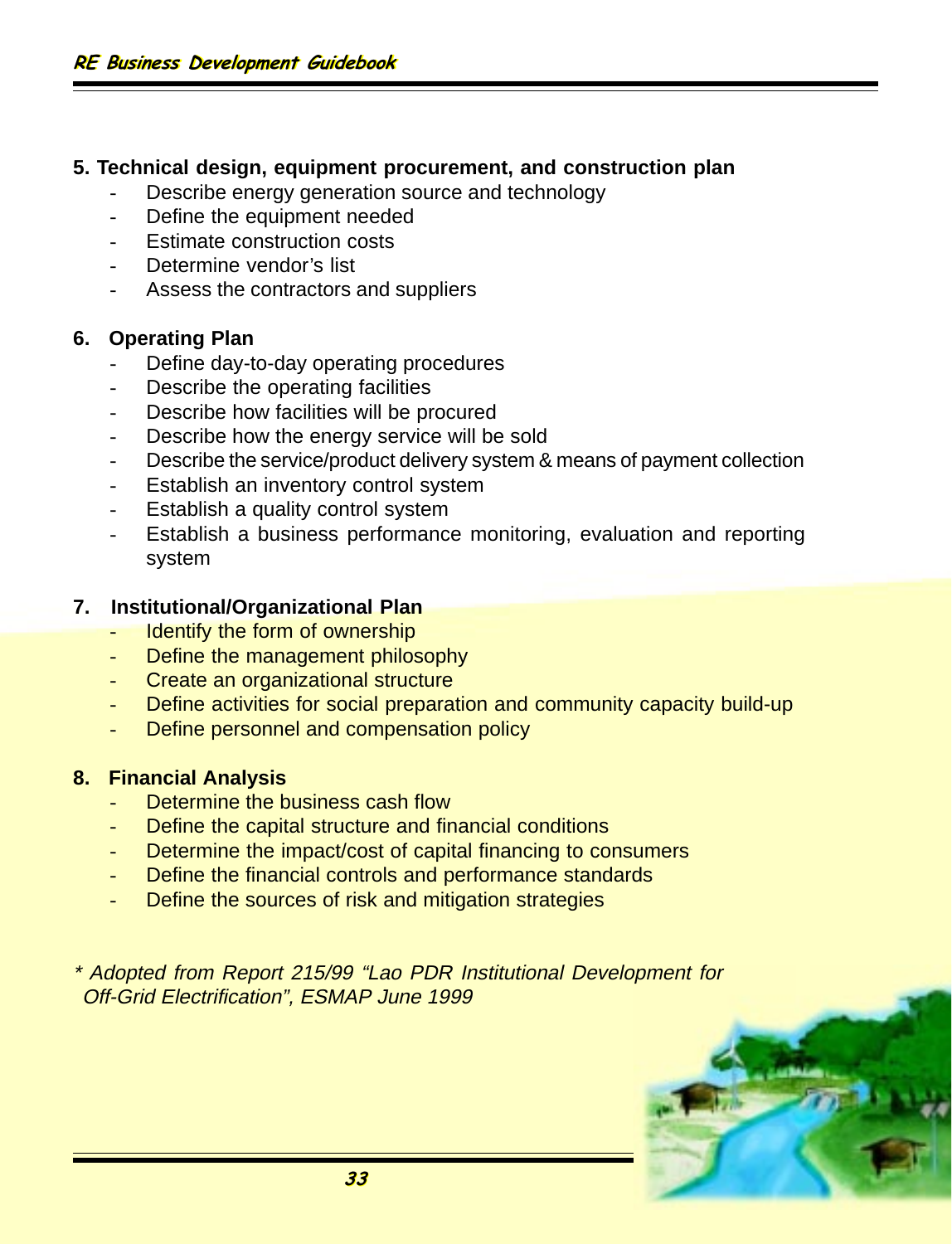**5. Technical design, equipment procurement, and construction plan**

- Describe energy generation source and technology
- Define the equipment needed
- Estimate construction costs
- Determine vendor's list
- Assess the contractors and suppliers

**6. Operating Plan**

- Define day-to-day operating procedures
- Describe the operating facilities
- Describe how facilities will be procured
- Describe how the energy service will be sold
- Describe the service/product delivery system & means of payment collection
- Establish an inventory control system
- Establish a quality control system
- Establish a business performance monitoring, evaluation and reporting system

**7. Institutional/Organizational Plan**

- Identify the form of ownership
- Define the management philosophy
- Create an organizational structure
- Define activities for social preparation and community capacity build-up
- Define personnel and compensation policy

**8. Financial Analysis**

- Determine the business cash flow
- Define the capital structure and financial conditions
- Determine the impact/cost of capital financing to consumers
- Define the financial controls and performance standards
- Define the sources of risk and mitigation strategies

*\* Adopted from Report 215/99 "Lao PDR Institutional Development for Off-Grid Electrification", ESMAP June 1999*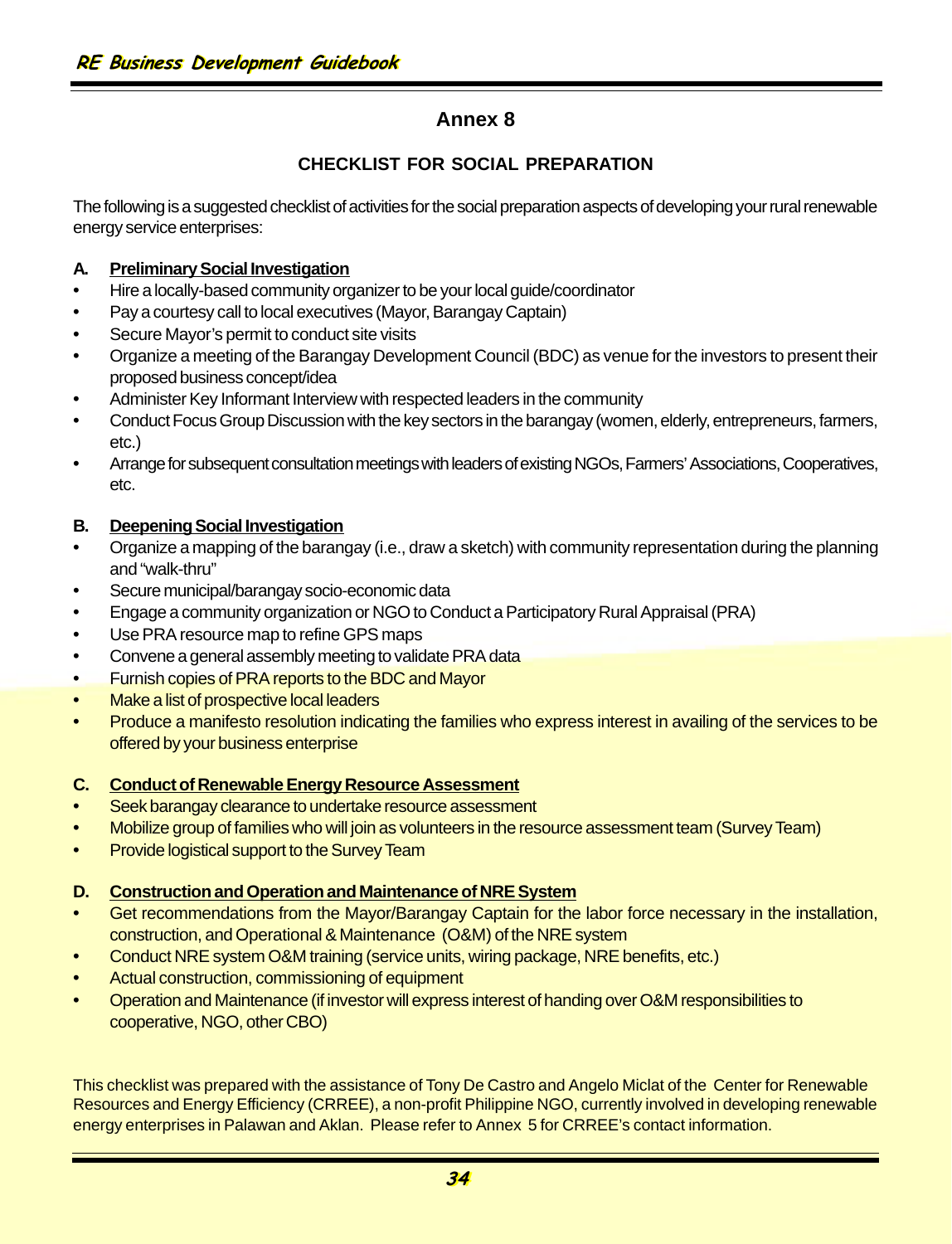# Annex 8

## CHECKLIST FOR SOCIAL PREPARATION

The following is a suggested checklist of activities for the social preparation aspects of developing your rural renewable energy service enterprises:

### A. <u>Preliminary Social Investigation</u>

- Hire a locally-based community organizer to be your local guide/coordinator
- Pay a courtesy call to local executives (Mayor, Barangay Captain)
- Secure Mayor's permit to conduct site visits
- Organize a meeting of the Barangay Development Council (BDC) as venue for the investors to present their proposed business concept/idea
- Administer Key Informant Interview with respected leaders in the community
- Conduct Focus Group Discussion with the key sectors in the barangay (women, elderly, entrepreneurs, farmers, etc.)
- Arrange for subsequent consultation meetings with leaders of existing NGOs, Farmers' Associations, Cooperatives, etc.

### B. <u>Deepening Social Investigation</u>

- Organize a mapping of the barangay (i.e., draw a sketch) with community representation during the planning and "walk-thru"
- Secure municipal/barangay socio-economic data
- Engage a community organization or NGO to Conduct a Participatory Rural Appraisal (PRA)
- Use PRA resource map to refine GPS maps
- Convene a general assembly meeting to validate PRA data
- Furnish copies of PRA reports to the BDC and Mayor
- Make a list of prospective local leaders
- Produce a manifesto resolution indicating the families who express interest in availing of the services to be offered by your business enterprise

### C. <u>Conduct of Renewable Energy Resource Assessment</u>

- Seek barangay clearance to undertake resource assessment
- Mobilize group of families who will join as volunteers in the resource assessment team (Survey Team)
- Provide logistical support to the Survey Team

### D. <u>Construction and Operation and Maintenance of NRE System</u>

- Get recommendations from the Mayor/Barangay Captain for the labor force necessary in the installation, construction, and Operational & Maintenance (O&M) of the NRE system
- Conduct NRE system O&M training (service units, wiring package, NRE benefits, etc.)
- Actual construction, commissioning of equipment
- Operation and Maintenance (if investor will express interest of handing over O&M responsibilities to cooperative, NGO, other CBO)

This checklist was prepared with the assistance of Tony De Castro and Angelo Miclat of the Center for Renewable Resources and Energy Efficiency (CRREE), a non-profit Philippine NGO, currently involved in developing renewable energy enterprises in Palawan and Aklan. Please refer to Annex 5 for CRREE's contact information.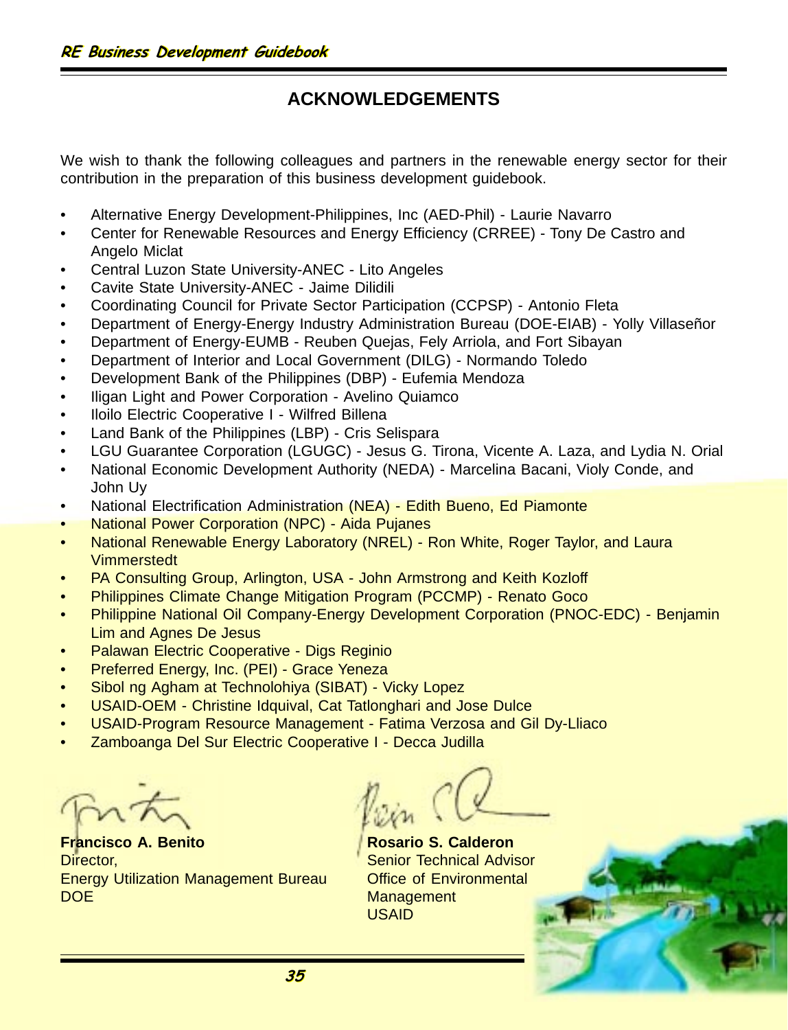## ACKNOWLEDGEMENTS

We wish to thank the following colleagues and partners in the renewable energy sector for their contribution in the preparation of this business development guidebook.

- Alternative Energy Development-Philippines, Inc (AED-Phil) - Laurie Navarro
- Center for Renewable Resources and Energy Efficiency (CRREE) - Tony De Castro and Angelo Miclat
- Central Luzon State University-ANEC - Lito Angeles
- Cavite State University-ANEC - Jaime Dilidili
- Coordinating Council for Private Sector Participation (CCPSP) - Antonio Fleta
- Department of Energy-Energy Industry Administration Bureau (DOE-EIAB) - Yolly Villaseñor
- Department of Energy-EUMB - Reuben Quejas, Fely Arriola, and Fort Sibayan
- Department of Interior and Local Government (DILG) - Normando Toledo
- Development Bank of the Philippines (DBP) - Eufemia Mendoza
- Iligan Light and Power Corporation - Avelino Quiamco
- Iloilo Electric Cooperative I - Wilfred Billena
- Land Bank of the Philippines (LBP) - Cris Selispara
- LGU Guarantee Corporation (LGUGC) - Jesus G. Tirona, Vicente A. Laza, and Lydia N. Orial
- National Economic Development Authority (NEDA) - Marcelina Bacani, Violy Conde, and John Uy
- National Electrification Administration (NEA) - Edith Bueno, Ed Piamonte
- National Power Corporation (NPC) - Aida Pujanes
- National Renewable Energy Laboratory (NREL) - Ron White, Roger Taylor, and Laura Vimmerstedt
- PA Consulting Group, Arlington, USA - John Armstrong and Keith Kozloff
- Philippines Climate Change Mitigation Program (PCCMP) - Renato Goco
- Philippine National Oil Company-Energy Development Corporation (PNOC-EDC) - Benjamin Lim and Agnes De Jesus
- Palawan Electric Cooperative - Digs Reginio
- Preferred Energy, Inc. (PEI) - Grace Yeneza
- Sibol ng Agham at Technolohiya (SIBAT) - Vicky Lopez
- USAID-OEM - Christine Idquival, Cat Tatlonghari and Jose Dulce
- USAID-Program Resource Management - Fatima Verzosa and Gil Dy-Lliaco
- Zamboanga Del Sur Electric Cooperative I - Decca Judilla

**Francisco A. Benito**
Director,
Energy Utilization Management Bureau
DOE

**Rosario S. Calderon**
Senior Technical Advisor
Office of Environmental Management
USAID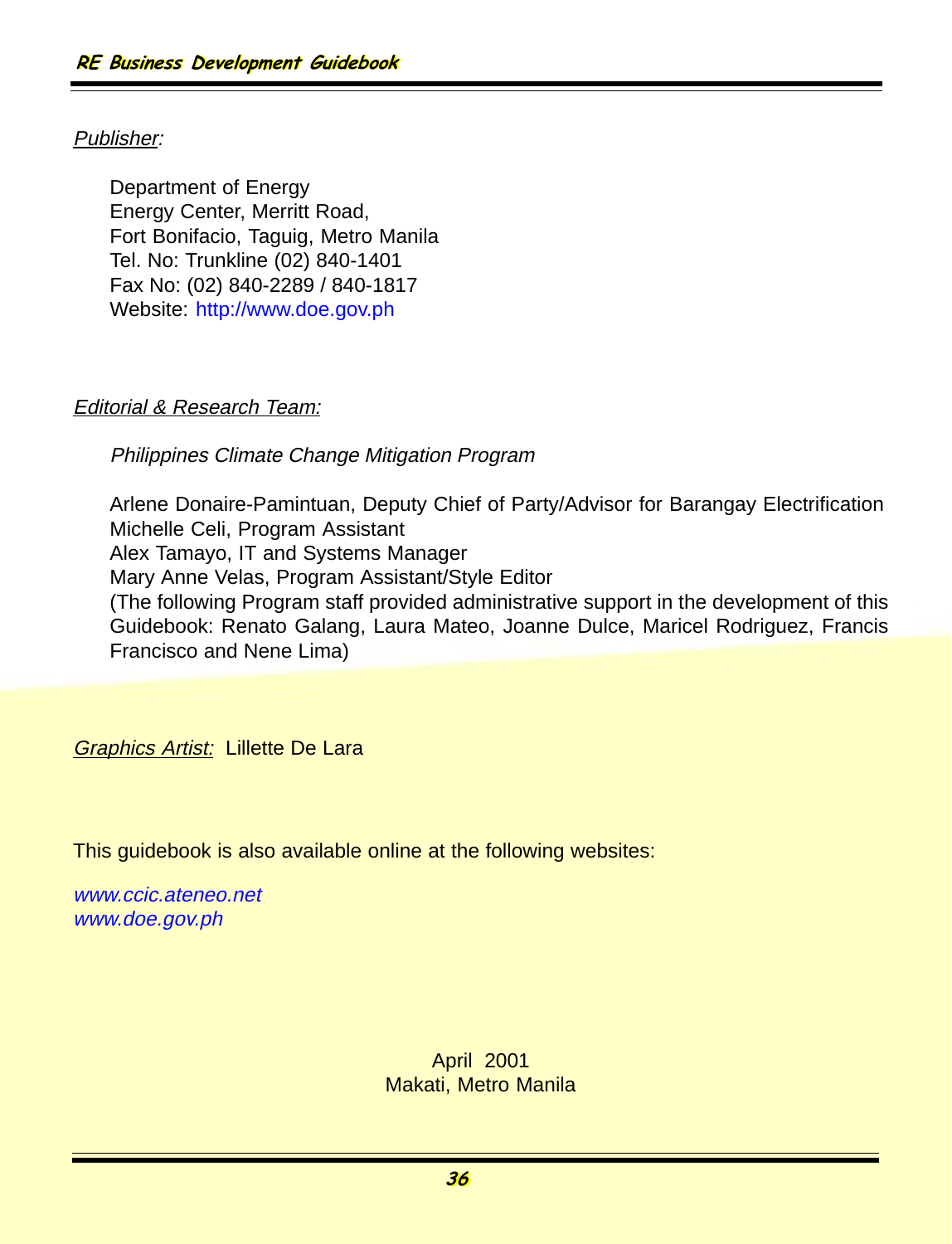*Publisher:*

Department of Energy
Energy Center, Merritt Road,
Fort Bonifacio, Taguig, Metro Manila
Tel. No: Trunkline (02) 840-1401
Fax No: (02) 840-2289 / 840-1817
Website: http://www.doe.gov.ph

*Editorial & Research Team:*

*Philippines Climate Change Mitigation Program*

Arlene Donaire-Pamintuan, Deputy Chief of Party/Advisor for Barangay Electrification
Michelle Celi, Program Assistant
Alex Tamayo, IT and Systems Manager
Mary Anne Velas, Program Assistant/Style Editor
(The following Program staff provided administrative support in the development of this Guidebook: Renato Galang, Laura Mateo, Joanne Dulce, Maricel Rodriguez, Francis Francisco and Nene Lima)

*Graphics Artist:* Lillette De Lara

This guidebook is also available online at the following websites:

*www.ccic.ateneo.net*
*www.doe.gov.ph*

April 2001
Makati, Metro Manila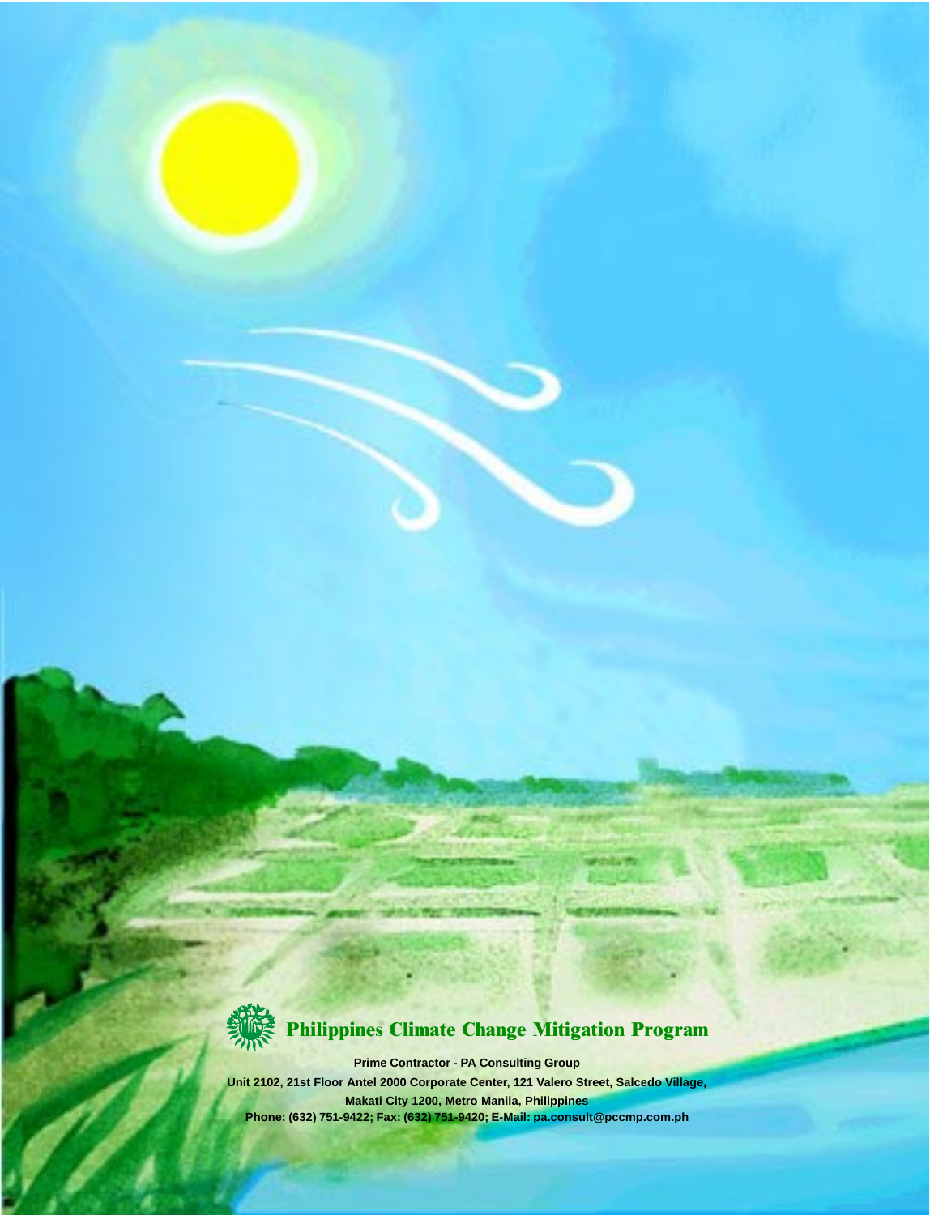**Philippines Climate Change Mitigation Program**

**Prime Contractor - PA Consulting Group**

**Unit 2102, 21st Floor Antel 2000 Corporate Center, 121 Valero Street, Salcedo Village, Makati City 1200, Metro Manila, Philippines**

**Phone: (632) 751-9422; Fax: (632) 751-9420; E-Mail: pa.consult@pccmp.com.ph**